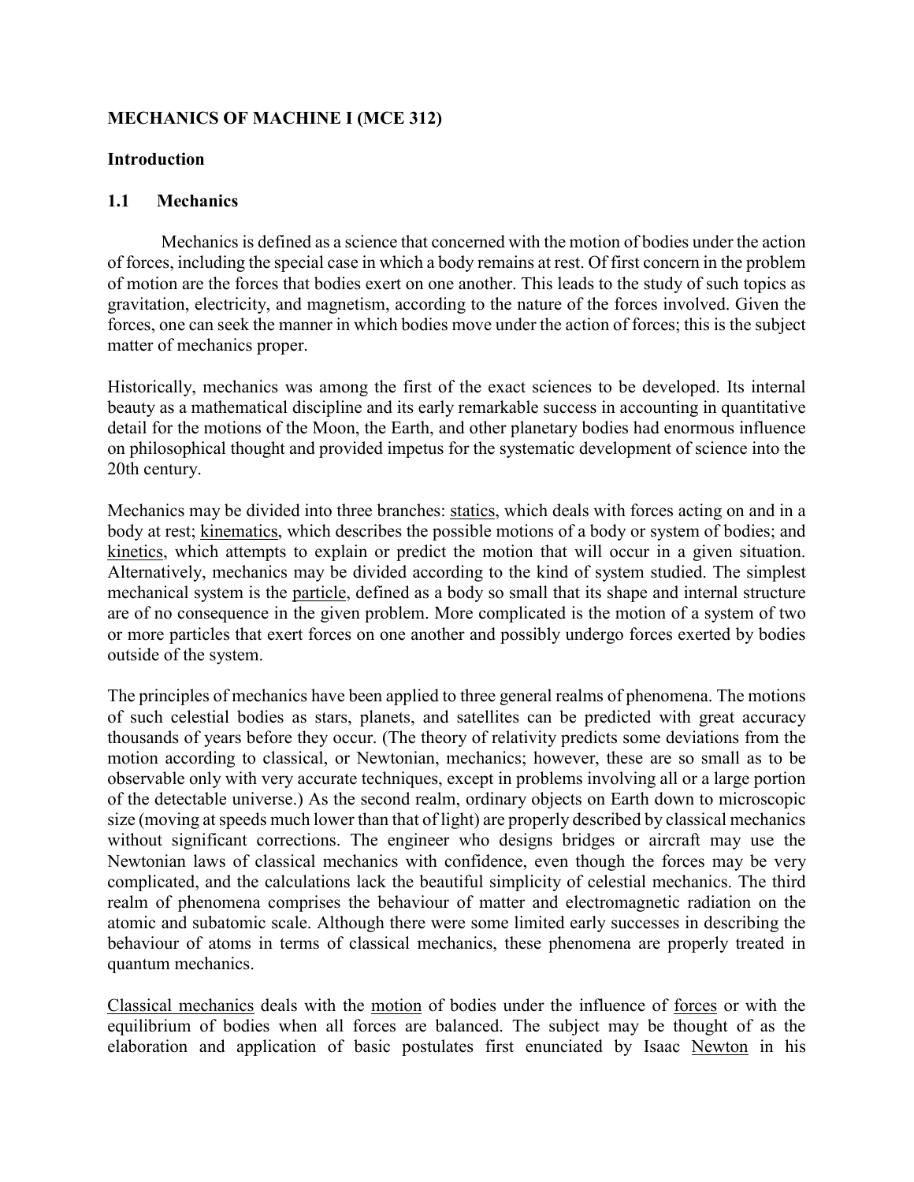**MECHANICS OF MACHINE I (MCE 312)**

**Introduction**

**1.1 Mechanics**

Mechanics is defined as a science that concerned with the motion of bodies under the action of forces, including the special case in which a body remains at rest. Of first concern in the problem of motion are the forces that bodies exert on one another. This leads to the study of such topics as gravitation, electricity, and magnetism, according to the nature of the forces involved. Given the forces, one can seek the manner in which bodies move under the action of forces; this is the subject matter of mechanics proper.

Historically, mechanics was among the first of the exact sciences to be developed. Its internal beauty as a mathematical discipline and its early remarkable success in accounting in quantitative detail for the motions of the Moon, the Earth, and other planetary bodies had enormous influence on philosophical thought and provided impetus for the systematic development of science into the 20th century.

Mechanics may be divided into three branches: statics, which deals with forces acting on and in a body at rest; kinematics, which describes the possible motions of a body or system of bodies; and kinetics, which attempts to explain or predict the motion that will occur in a given situation. Alternatively, mechanics may be divided according to the kind of system studied. The simplest mechanical system is the particle, defined as a body so small that its shape and internal structure are of no consequence in the given problem. More complicated is the motion of a system of two or more particles that exert forces on one another and possibly undergo forces exerted by bodies outside of the system.

The principles of mechanics have been applied to three general realms of phenomena. The motions of such celestial bodies as stars, planets, and satellites can be predicted with great accuracy thousands of years before they occur. (The theory of relativity predicts some deviations from the motion according to classical, or Newtonian, mechanics; however, these are so small as to be observable only with very accurate techniques, except in problems involving all or a large portion of the detectable universe.) As the second realm, ordinary objects on Earth down to microscopic size (moving at speeds much lower than that of light) are properly described by classical mechanics without significant corrections. The engineer who designs bridges or aircraft may use the Newtonian laws of classical mechanics with confidence, even though the forces may be very complicated, and the calculations lack the beautiful simplicity of celestial mechanics. The third realm of phenomena comprises the behaviour of matter and electromagnetic radiation on the atomic and subatomic scale. Although there were some limited early successes in describing the behaviour of atoms in terms of classical mechanics, these phenomena are properly treated in quantum mechanics.

Classical mechanics deals with the motion of bodies under the influence of forces or with the equilibrium of bodies when all forces are balanced. The subject may be thought of as the elaboration and application of basic postulates first enunciated by Isaac Newton in his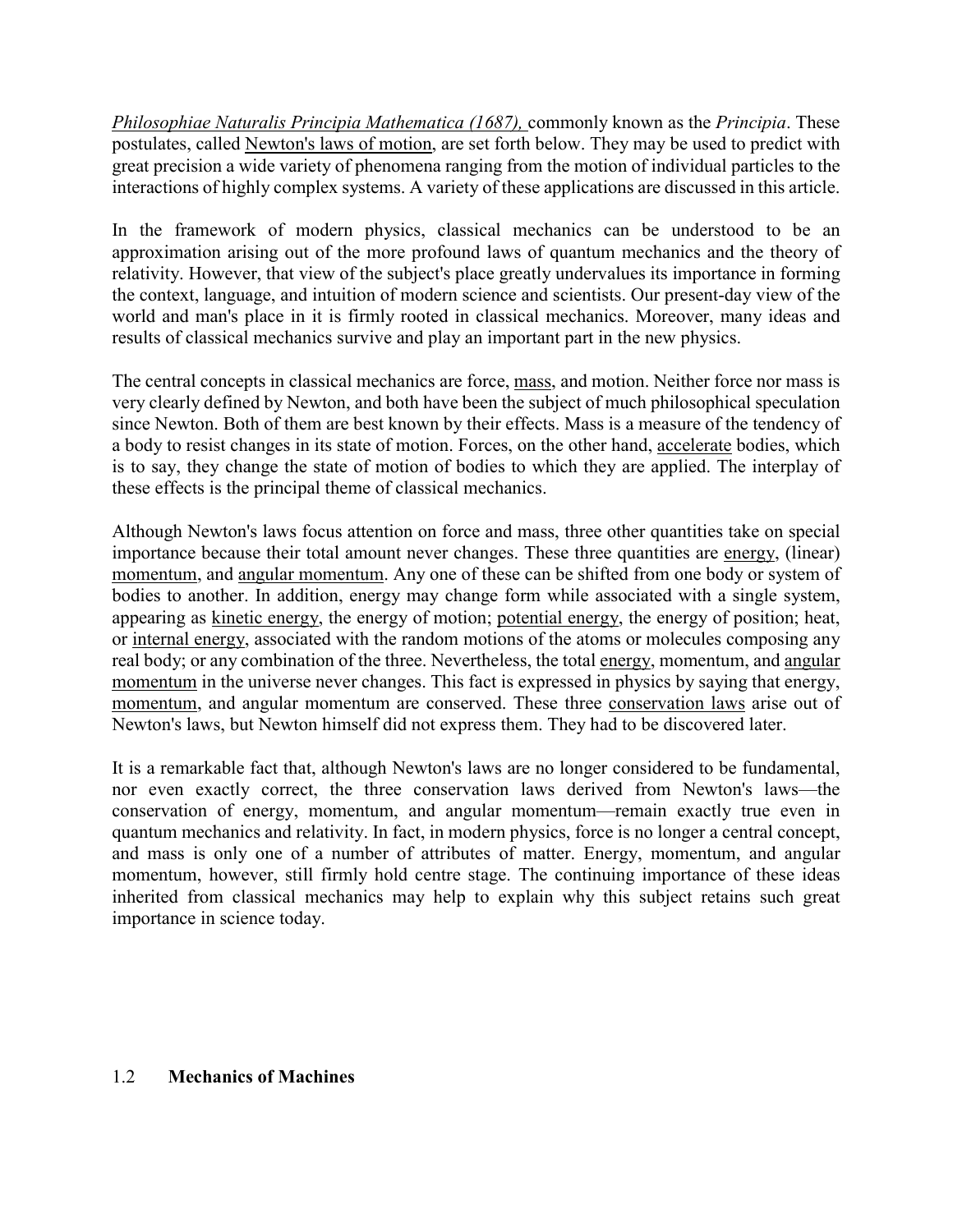*Philosophiae Naturalis Principia Mathematica (1687),* commonly known as the *Principia*. These postulates, called Newton's laws of motion, are set forth below. They may be used to predict with great precision a wide variety of phenomena ranging from the motion of individual particles to the interactions of highly complex systems. A variety of these applications are discussed in this article.

In the framework of modern physics, classical mechanics can be understood to be an approximation arising out of the more profound laws of quantum mechanics and the theory of relativity. However, that view of the subject's place greatly undervalues its importance in forming the context, language, and intuition of modern science and scientists. Our present-day view of the world and man's place in it is firmly rooted in classical mechanics. Moreover, many ideas and results of classical mechanics survive and play an important part in the new physics.

The central concepts in classical mechanics are force, mass, and motion. Neither force nor mass is very clearly defined by Newton, and both have been the subject of much philosophical speculation since Newton. Both of them are best known by their effects. Mass is a measure of the tendency of a body to resist changes in its state of motion. Forces, on the other hand, accelerate bodies, which is to say, they change the state of motion of bodies to which they are applied. The interplay of these effects is the principal theme of classical mechanics.

Although Newton's laws focus attention on force and mass, three other quantities take on special importance because their total amount never changes. These three quantities are energy, (linear) momentum, and angular momentum. Any one of these can be shifted from one body or system of bodies to another. In addition, energy may change form while associated with a single system, appearing as kinetic energy, the energy of motion; potential energy, the energy of position; heat, or internal energy, associated with the random motions of the atoms or molecules composing any real body; or any combination of the three. Nevertheless, the total energy, momentum, and angular momentum in the universe never changes. This fact is expressed in physics by saying that energy, momentum, and angular momentum are conserved. These three conservation laws arise out of Newton's laws, but Newton himself did not express them. They had to be discovered later.

It is a remarkable fact that, although Newton's laws are no longer considered to be fundamental, nor even exactly correct, the three conservation laws derived from Newton's laws—the conservation of energy, momentum, and angular momentum—remain exactly true even in quantum mechanics and relativity. In fact, in modern physics, force is no longer a central concept, and mass is only one of a number of attributes of matter. Energy, momentum, and angular momentum, however, still firmly hold centre stage. The continuing importance of these ideas inherited from classical mechanics may help to explain why this subject retains such great importance in science today.

## 1.2 Mechanics of Machines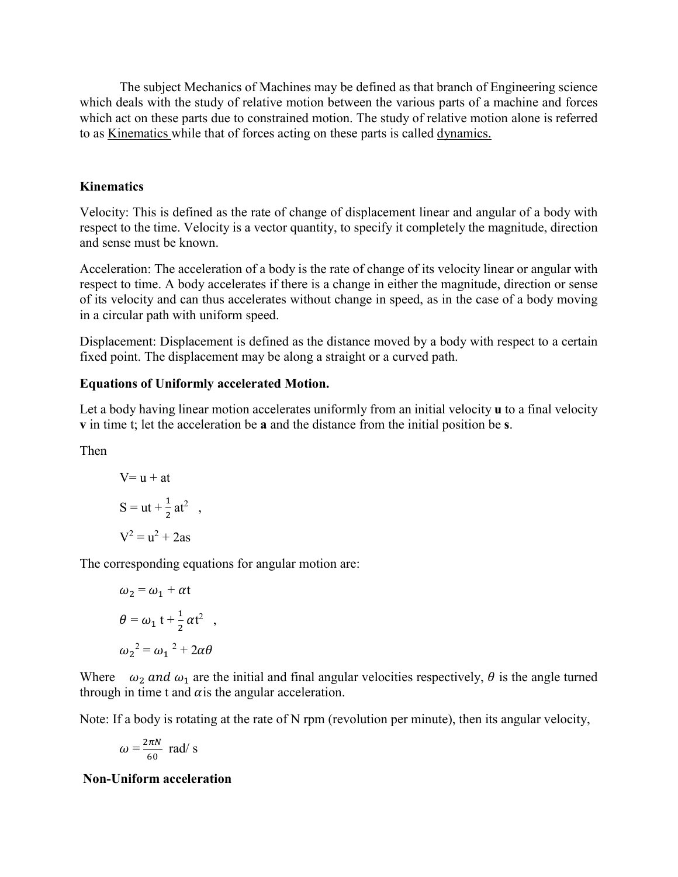The subject Mechanics of Machines may be defined as that branch of Engineering science which deals with the study of relative motion between the various parts of a machine and forces which act on these parts due to constrained motion. The study of relative motion alone is referred to as Kinematics while that of forces acting on these parts is called dynamics.

**Kinematics**

Velocity: This is defined as the rate of change of displacement linear and angular of a body with respect to the time. Velocity is a vector quantity, to specify it completely the magnitude, direction and sense must be known.

Acceleration: The acceleration of a body is the rate of change of its velocity linear or angular with respect to time. A body accelerates if there is a change in either the magnitude, direction or sense of its velocity and can thus accelerates without change in speed, as in the case of a body moving in a circular path with uniform speed.

Displacement: Displacement is defined as the distance moved by a body with respect to a certain fixed point. The displacement may be along a straight or a curved path.

**Equations of Uniformly accelerated Motion.**

Let a body having linear motion accelerates uniformly from an initial velocity **u** to a final velocity **v** in time t; let the acceleration be **a** and the distance from the initial position be **s**.

Then

$$V = u + at$$

$$S = ut + \frac{1}{2}at^2 \quad ,$$

$$V^2 = u^2 + 2as$$

The corresponding equations for angular motion are:

$$\omega_2 = \omega_1 + \alpha t$$

$$\theta = \omega_1 t + \frac{1}{2}\alpha t^2 \quad ,$$

$$\omega_2{}^2 = \omega_1{}^2 + 2\alpha\theta$$

Where $\omega_2$ *and* $\omega_1$ are the initial and final angular velocities respectively, $\theta$ is the angle turned through in time t and $\alpha$ is the angular acceleration.

Note: If a body is rotating at the rate of N rpm (revolution per minute), then its angular velocity,

$$\omega = \frac{2\pi N}{60} \text{ rad/ s}$$

**Non-Uniform acceleration**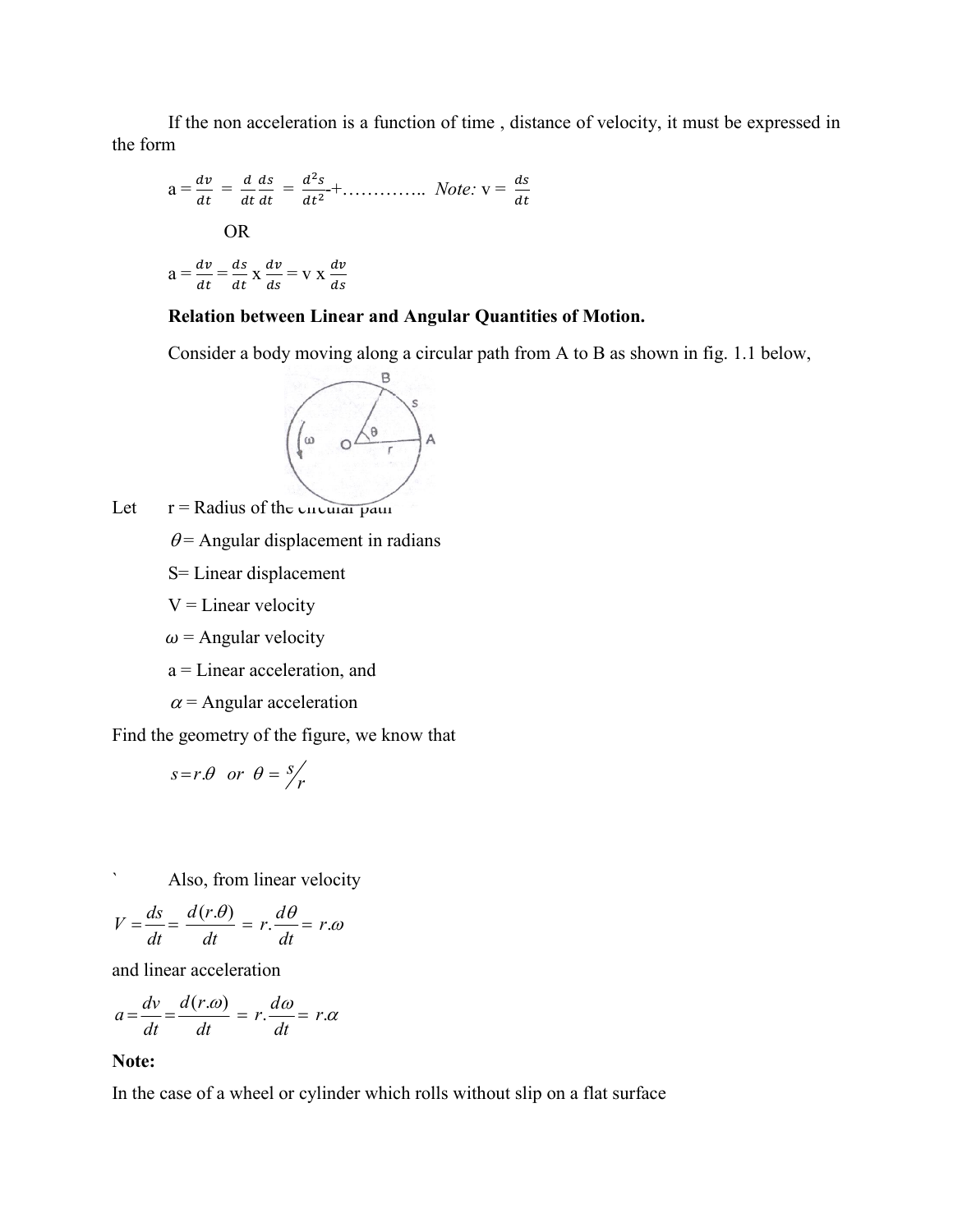If the non acceleration is a function of time , distance of velocity, it must be expressed in the form

$$a = \frac{dv}{dt} = \frac{d}{dt}\frac{ds}{dt} = \frac{d^2s}{dt^2}\text{-+}\ldots\ldots\ldots\ldots\ldots \quad \textit{Note: } v = \frac{ds}{dt}$$

OR

$$a = \frac{dv}{dt} = \frac{ds}{dt} \times \frac{dv}{ds} = v \times \frac{dv}{ds}$$

**Relation between Linear and Angular Quantities of Motion.**

Consider a body moving along a circular path from A to B as shown in fig. 1.1 below,

Let $r$ = Radius of the circular path

$\theta$ = Angular displacement in radians

S= Linear displacement

V = Linear velocity

$\omega$ = Angular velocity

a = Linear acceleration, and

$\alpha$ = Angular acceleration

Find the geometry of the figure, we know that

$$s = r.\theta \quad or \quad \theta = s/r$$

` Also, from linear velocity

$$V = \frac{ds}{dt} = \frac{d(r.\theta)}{dt} = r.\frac{d\theta}{dt} = r.\omega$$

and linear acceleration

$$a = \frac{dv}{dt} = \frac{d(r.\omega)}{dt} = r.\frac{d\omega}{dt} = r.\alpha$$

**Note:**

In the case of a wheel or cylinder which rolls without slip on a flat surface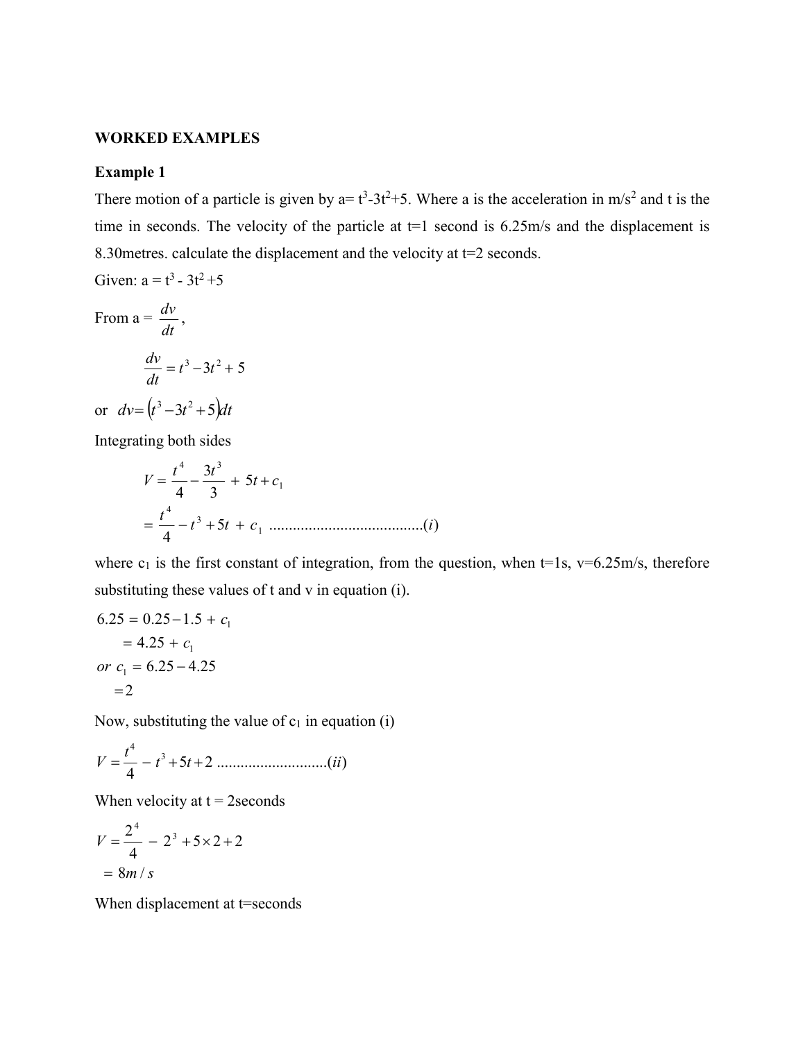**WORKED EXAMPLES**

**Example 1**

There motion of a particle is given by a= $t^3$-$3t^2$+5. Where a is the acceleration in m/$s^2$ and t is the time in seconds. The velocity of the particle at t=1 second is 6.25m/s and the displacement is 8.30metres. calculate the displacement and the velocity at t=2 seconds.

Given: a = $t^3$ - $3t^2$ +5

From a = $\frac{dv}{dt}$,

$$\frac{dv}{dt} = t^3 - 3t^2 + 5$$

or $dv = \left(t^3 - 3t^2 + 5\right)dt$

Integrating both sides

$$V = \frac{t^4}{4} - \frac{3t^3}{3} + 5t + c_1$$

$$= \frac{t^4}{4} - t^3 + 5t + c_1 \text{ .......................................}(i)$$

where $c_1$ is the first constant of integration, from the question, when t=1s, v=6.25m/s, therefore substituting these values of t and v in equation (i).

$$6.25 = 0.25 - 1.5 + c_1$$
$$= 4.25 + c_1$$
$$or\ c_1 = 6.25 - 4.25$$
$$= 2$$

Now, substituting the value of $c_1$ in equation (i)

$$V = \frac{t^4}{4} - t^3 + 5t + 2 \text{ ...........................}(ii)$$

When velocity at t = 2seconds

$$V = \frac{2^4}{4} - 2^3 + 5 \times 2 + 2$$
$$= 8m/s$$

When displacement at t=seconds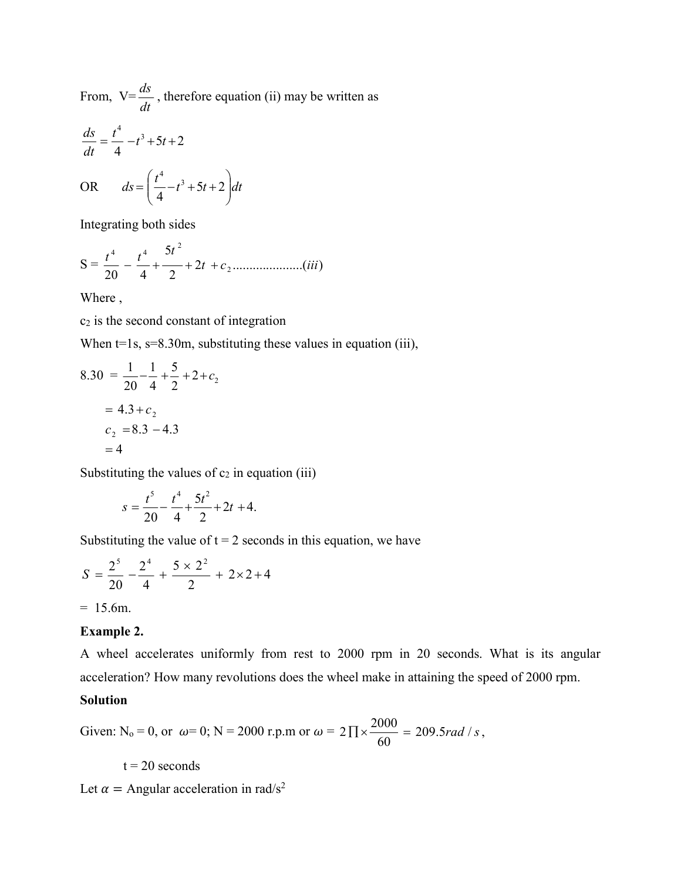From, $V=\frac{ds}{dt}$, therefore equation (ii) may be written as

$$\frac{ds}{dt}=\frac{t^4}{4}-t^3+5t+2$$

OR $$ds=\left(\frac{t^4}{4}-t^3+5t+2\right)dt$$

Integrating both sides

$$S=\frac{t^4}{20}-\frac{t^4}{4}+\frac{5t^2}{2}+2t+c_2 \ldots\ldots\ldots\ldots\ldots\ldots\ldots(iii)$$

Where ,

$c_2$ is the second constant of integration

When t=1s, s=8.30m, substituting these values in equation (iii),

$$8.30 = \frac{1}{20}-\frac{1}{4}+\frac{5}{2}+2+c_2$$

$$= 4.3+c_2$$

$$c_2 = 8.3-4.3$$

$$=4$$

Substituting the values of $c_2$ in equation (iii)

$$s=\frac{t^5}{20}-\frac{t^4}{4}+\frac{5t^2}{2}+2t+4.$$

Substituting the value of t = 2 seconds in this equation, we have

$$S=\frac{2^5}{20}-\frac{2^4}{4}+\frac{5\times 2^2}{2}+2\times 2+4$$

= 15.6m.

**Example 2.**

A wheel accelerates uniformly from rest to 2000 rpm in 20 seconds. What is its angular acceleration? How many revolutions does the wheel make in attaining the speed of 2000 rpm.

**Solution**

Given: $N_o = 0$, or $\omega = 0$; N = 2000 r.p.m or $\omega = 2\prod\times\frac{2000}{60} = 209.5 rad/s$,

t = 20 seconds

Let $\alpha =$ Angular acceleration in rad/s$^2$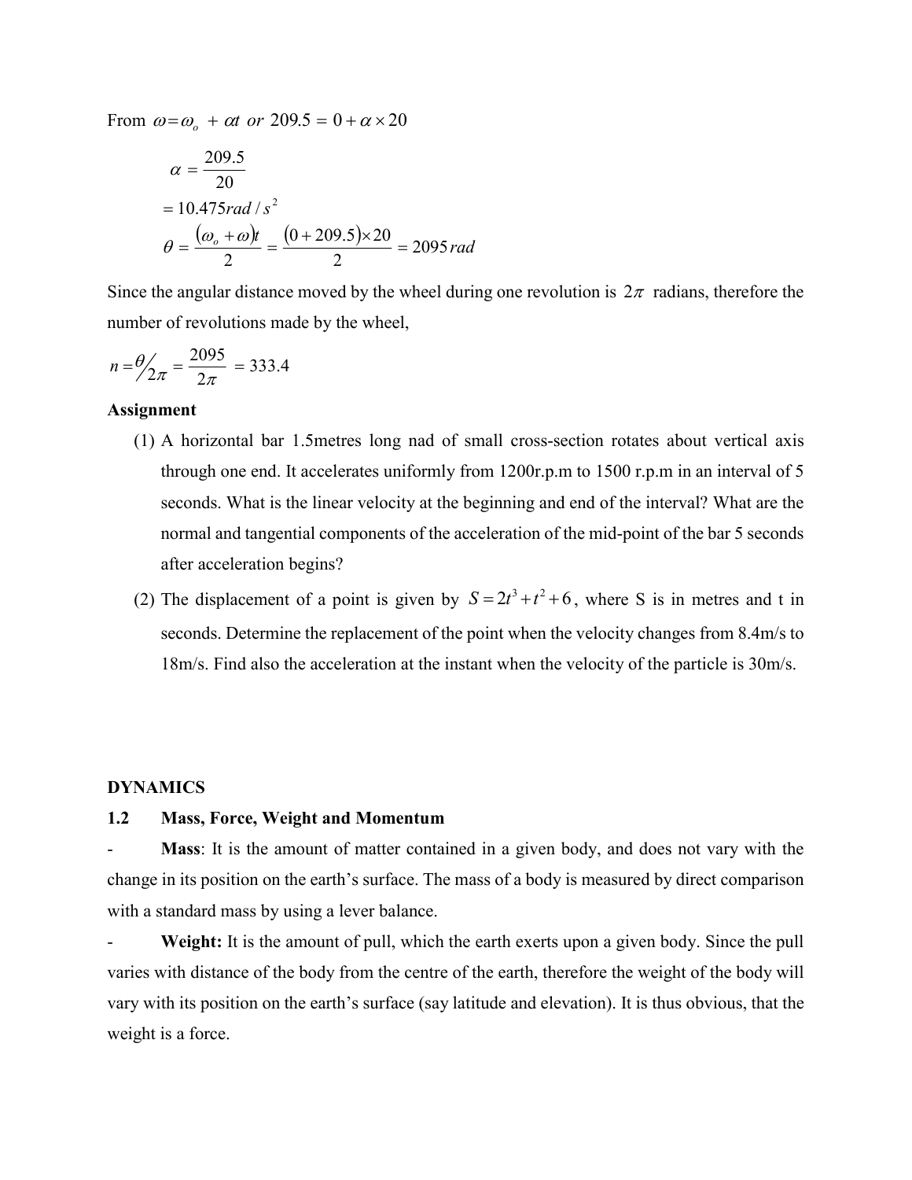From $\omega = \omega_o + \alpha t \; or \; 209.5 = 0 + \alpha \times 20$

$$\alpha = \frac{209.5}{20}$$

$$= 10.475 rad/s^2$$

$$\theta = \frac{(\omega_o + \omega)t}{2} = \frac{(0 + 209.5) \times 20}{2} = 2095 rad$$

Since the angular distance moved by the wheel during one revolution is $2\pi$ radians, therefore the number of revolutions made by the wheel,

$$n = \theta / 2\pi = \frac{2095}{2\pi} = 333.4$$

**Assignment**

(1) A horizontal bar 1.5metres long nad of small cross-section rotates about vertical axis through one end. It accelerates uniformly from 1200r.p.m to 1500 r.p.m in an interval of 5 seconds. What is the linear velocity at the beginning and end of the interval? What are the normal and tangential components of the acceleration of the mid-point of the bar 5 seconds after acceleration begins?

(2) The displacement of a point is given by $S = 2t^3 + t^2 + 6$, where S is in metres and t in seconds. Determine the replacement of the point when the velocity changes from 8.4m/s to 18m/s. Find also the acceleration at the instant when the velocity of the particle is 30m/s.

## DYNAMICS

### 1.2 Mass, Force, Weight and Momentum

- **Mass**: It is the amount of matter contained in a given body, and does not vary with the change in its position on the earth's surface. The mass of a body is measured by direct comparison with a standard mass by using a lever balance.

- **Weight:** It is the amount of pull, which the earth exerts upon a given body. Since the pull varies with distance of the body from the centre of the earth, therefore the weight of the body will vary with its position on the earth's surface (say latitude and elevation). It is thus obvious, that the weight is a force.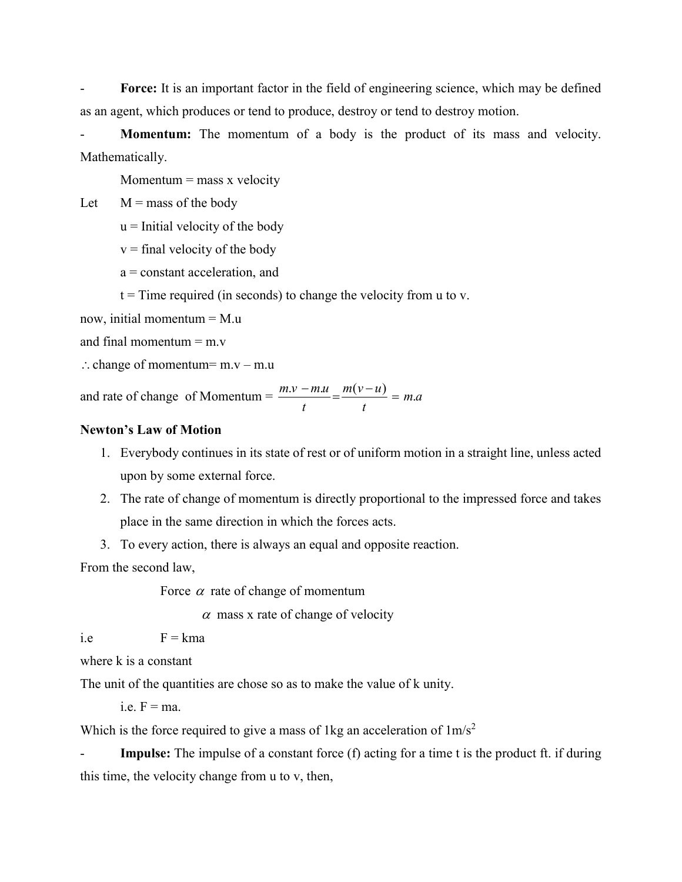- **Force:** It is an important factor in the field of engineering science, which may be defined as an agent, which produces or tend to produce, destroy or tend to destroy motion.

- **Momentum:** The momentum of a body is the product of its mass and velocity. Mathematically.

Momentum = mass x velocity

Let M = mass of the body

u = Initial velocity of the body

v = final velocity of the body

a = constant acceleration, and

t = Time required (in seconds) to change the velocity from u to v.

now, initial momentum = M.u

and final momentum = m.v

$\therefore$ change of momentum= m.v – m.u

and rate of change of Momentum = $\frac{m.v - m.u}{t} = \frac{m(v-u)}{t} = m.a$

**Newton's Law of Motion**

1. Everybody continues in its state of rest or of uniform motion in a straight line, unless acted upon by some external force.
2. The rate of change of momentum is directly proportional to the impressed force and takes place in the same direction in which the forces acts.
3. To every action, there is always an equal and opposite reaction.

From the second law,

Force $\alpha$ rate of change of momentum

$\alpha$ mass x rate of change of velocity

i.e F = kma

where k is a constant

The unit of the quantities are chose so as to make the value of k unity.

i.e. F = ma.

Which is the force required to give a mass of 1kg an acceleration of $1m/s^2$

- **Impulse:** The impulse of a constant force (f) acting for a time t is the product ft. if during this time, the velocity change from u to v, then,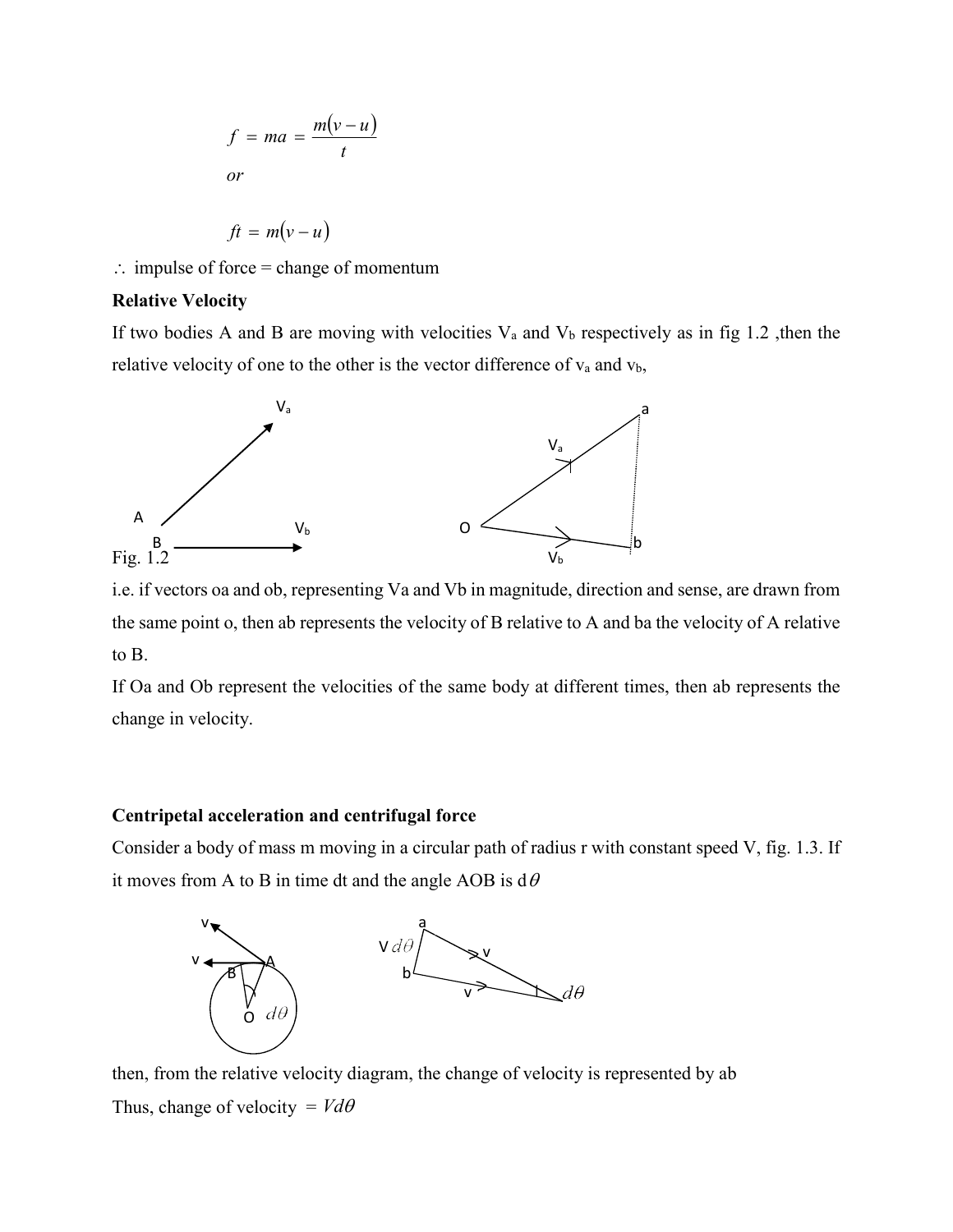$$f = ma = \frac{m(v-u)}{t}$$

*or*

$$ft = m(v-u)$$

$\therefore$ impulse of force = change of momentum

**Relative Velocity**

If two bodies A and B are moving with velocities $V_a$ and $V_b$ respectively as in fig 1.2 ,then the relative velocity of one to the other is the vector difference of $v_a$ and $v_b$,

Fig. 1.2

i.e. if vectors oa and ob, representing Va and Vb in magnitude, direction and sense, are drawn from the same point o, then ab represents the velocity of B relative to A and ba the velocity of A relative to B.

If Oa and Ob represent the velocities of the same body at different times, then ab represents the change in velocity.

**Centripetal acceleration and centrifugal force**

Consider a body of mass m moving in a circular path of radius r with constant speed V, fig. 1.3. If it moves from A to B in time dt and the angle AOB is d$\theta$

then, from the relative velocity diagram, the change of velocity is represented by ab

Thus, change of velocity $= Vd\theta$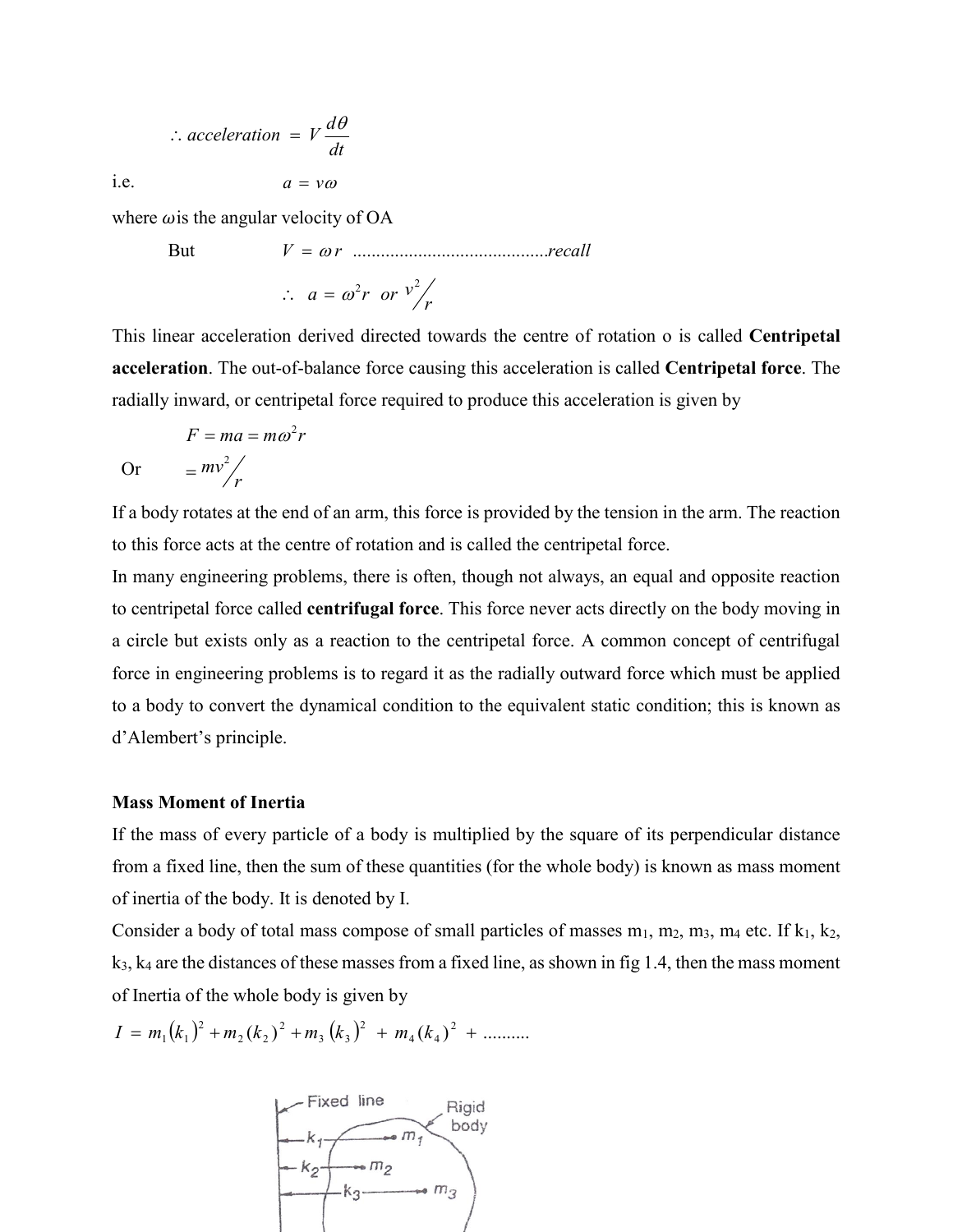$$\therefore acceleration = V\frac{d\theta}{dt}$$

i.e. $$a = v\omega$$

where $\omega$ is the angular velocity of OA

But $V = \omega r$ ..........................................*recall*

$$\therefore \; a = \omega^2 r \;\; or \;\; v^2/r$$

This linear acceleration derived directed towards the centre of rotation o is called **Centripetal acceleration**. The out-of-balance force causing this acceleration is called **Centripetal force**. The radially inward, or centripetal force required to produce this acceleration is given by

$$F = ma = m\omega^2 r$$

Or $$= mv^2/r$$

If a body rotates at the end of an arm, this force is provided by the tension in the arm. The reaction to this force acts at the centre of rotation and is called the centripetal force.

In many engineering problems, there is often, though not always, an equal and opposite reaction to centripetal force called **centrifugal force**. This force never acts directly on the body moving in a circle but exists only as a reaction to the centripetal force. A common concept of centrifugal force in engineering problems is to regard it as the radially outward force which must be applied to a body to convert the dynamical condition to the equivalent static condition; this is known as d'Alembert's principle.

### Mass Moment of Inertia

If the mass of every particle of a body is multiplied by the square of its perpendicular distance from a fixed line, then the sum of these quantities (for the whole body) is known as mass moment of inertia of the body. It is denoted by I.

Consider a body of total mass compose of small particles of masses $m_1$, $m_2$, $m_3$, $m_4$ etc. If $k_1$, $k_2$, $k_3$, $k_4$ are the distances of these masses from a fixed line, as shown in fig 1.4, then the mass moment of Inertia of the whole body is given by

$$I = m_1(k_1)^2 + m_2(k_2)^2 + m_3(k_3)^2 + m_4(k_4)^2 + ..........$$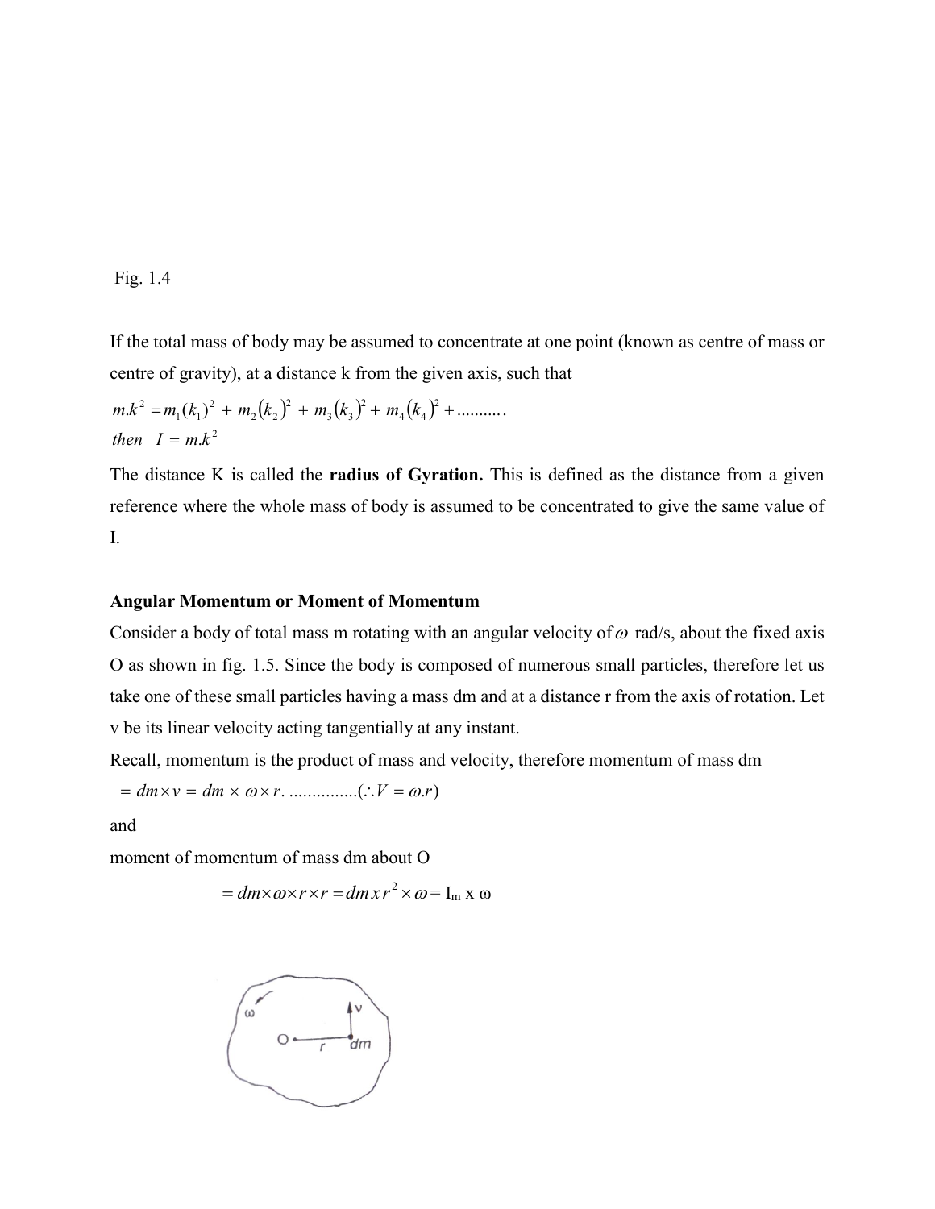Fig. 1.4

If the total mass of body may be assumed to concentrate at one point (known as centre of mass or centre of gravity), at a distance k from the given axis, such that

$$m.k^2 = m_1(k_1)^2 + m_2(k_2)^2 + m_3(k_3)^2 + m_4(k_4)^2 + \ldots\ldots\ldots.$$

$$then \quad I = m.k^2$$

The distance K is called the **radius of Gyration.** This is defined as the distance from a given reference where the whole mass of body is assumed to be concentrated to give the same value of I.

**Angular Momentum or Moment of Momentum**

Consider a body of total mass m rotating with an angular velocity of $\omega$ rad/s, about the fixed axis O as shown in fig. 1.5. Since the body is composed of numerous small particles, therefore let us take one of these small particles having a mass dm and at a distance r from the axis of rotation. Let v be its linear velocity acting tangentially at any instant.

Recall, momentum is the product of mass and velocity, therefore momentum of mass dm

$$= dm \times v = dm \times \omega \times r. \ldots\ldots\ldots\ldots\ldots(\because V = \omega.r)$$

and

moment of momentum of mass dm about O

$$= dm \times \omega \times r \times r = dm\, x\, r^2 \times \omega = I_m \text{ x } \omega$$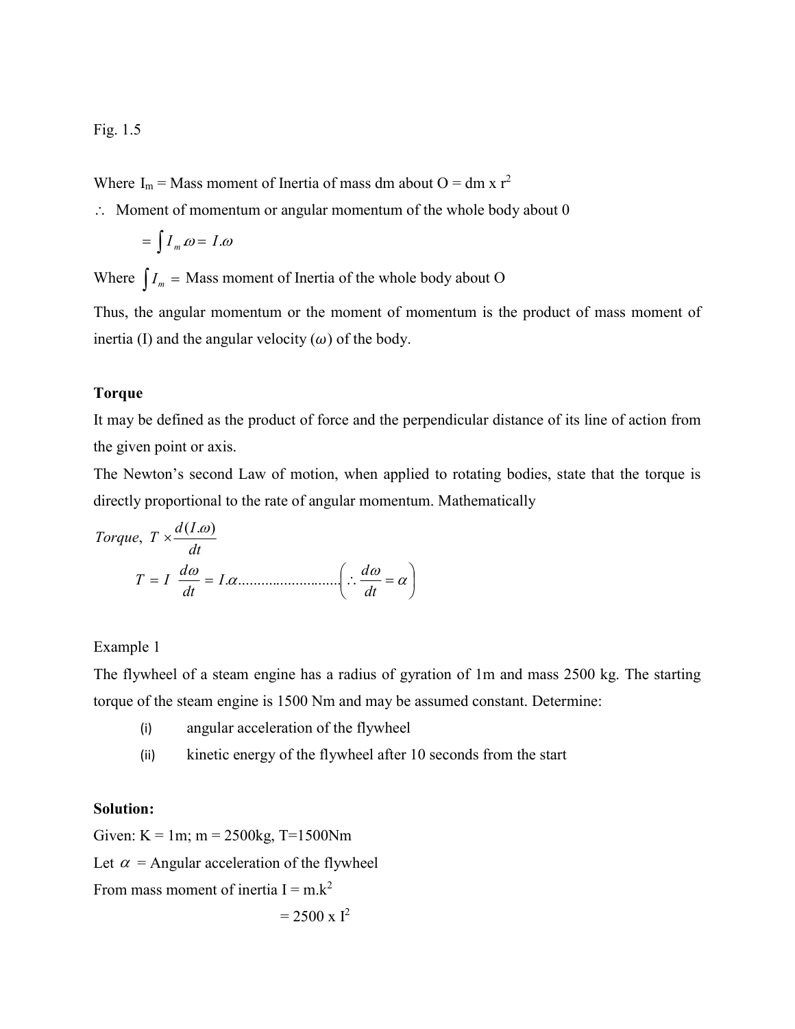Fig. 1.5

Where $I_m$ = Mass moment of Inertia of mass dm about O = dm x $r^2$

$\therefore$ Moment of momentum or angular momentum of the whole body about 0

$$= \int I_m \omega = I.\omega$$

Where $\int I_m$ = Mass moment of Inertia of the whole body about O

Thus, the angular momentum or the moment of momentum is the product of mass moment of inertia (I) and the angular velocity ($\omega$) of the body.

**Torque**

It may be defined as the product of force and the perpendicular distance of its line of action from the given point or axis.

The Newton's second Law of motion, when applied to rotating bodies, state that the torque is directly proportional to the rate of angular momentum. Mathematically

$$Torque,\ T \times \frac{d(I.\omega)}{dt}$$

$$T = I\ \frac{d\omega}{dt} = I.\alpha .......................... \left(\therefore \frac{d\omega}{dt} = \alpha\right)$$

Example 1

The flywheel of a steam engine has a radius of gyration of 1m and mass 2500 kg. The starting torque of the steam engine is 1500 Nm and may be assumed constant. Determine:

(i) angular acceleration of the flywheel

(ii) kinetic energy of the flywheel after 10 seconds from the start

**Solution:**

Given: K = 1m; m = 2500kg, T=1500Nm

Let $\alpha$ = Angular acceleration of the flywheel

From mass moment of inertia I = m.$k^2$

$$= 2500 \text{ x } I^2$$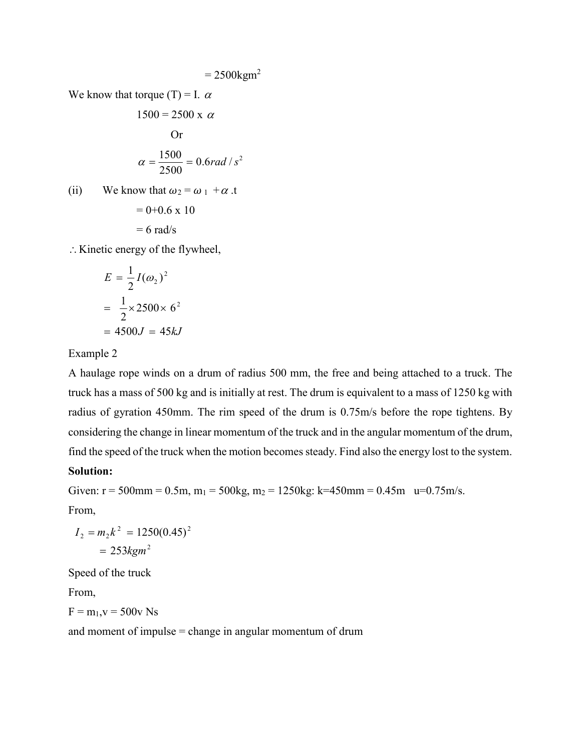$$= 2500 kgm^2$$

We know that torque (T) = I. $\alpha$

$$1500 = 2500 \times \alpha$$

Or

$$\alpha = \frac{1500}{2500} = 0.6 rad/s^2$$

(ii) We know that $\omega_2 = \omega_1 + \alpha.t$

$$= 0 + 0.6 \times 10$$

$$= 6 \text{ rad/s}$$

$\therefore$ Kinetic energy of the flywheel,

$$E = \frac{1}{2} I (\omega_2)^2$$

$$= \frac{1}{2} \times 2500 \times 6^2$$

$$= 4500 J = 45 kJ$$

Example 2

A haulage rope winds on a drum of radius 500 mm, the free and being attached to a truck. The truck has a mass of 500 kg and is initially at rest. The drum is equivalent to a mass of 1250 kg with radius of gyration 450mm. The rim speed of the drum is 0.75m/s before the rope tightens. By considering the change in linear momentum of the truck and in the angular momentum of the drum, find the speed of the truck when the motion becomes steady. Find also the energy lost to the system.

**Solution:**

Given: r = 500mm = 0.5m, $m_1$ = 500kg, $m_2$ = 1250kg: k=450mm = 0.45m u=0.75m/s.

From,

$$I_2 = m_2 k^2 = 1250(0.45)^2$$

$$= 253 kgm^2$$

Speed of the truck

From,

F = $m_1$,v = 500v Ns

and moment of impulse = change in angular momentum of drum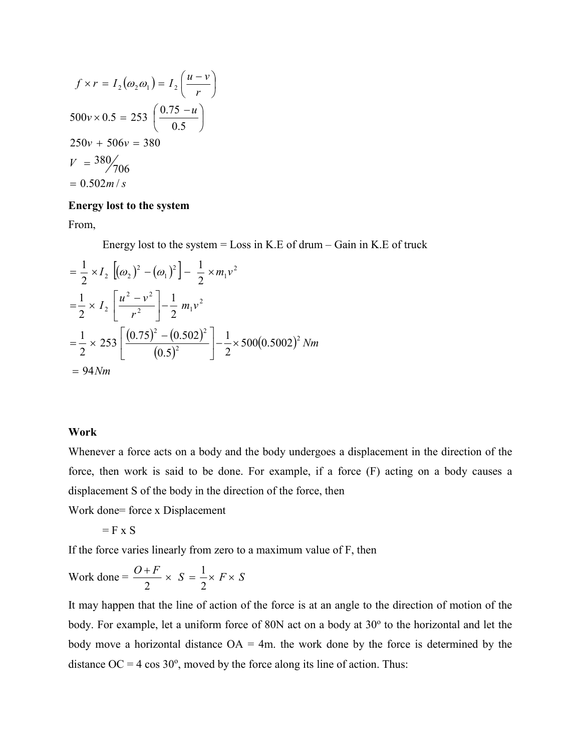$$f \times r = I_2(\omega_2 \omega_1) = I_2\left(\frac{u - v}{r}\right)$$

$$500v \times 0.5 = 253 \left(\frac{0.75 - u}{0.5}\right)$$

$$250v + 506v = 380$$

$$V = 380/706$$

$$= 0.502 m/s$$

**Energy lost to the system**

From,

Energy lost to the system = Loss in K.E of drum – Gain in K.E of truck

$$= \frac{1}{2} \times I_2 \left[(\omega_2)^2 - (\omega_1)^2\right] - \frac{1}{2} \times m_1 v^2$$

$$= \frac{1}{2} \times I_2 \left[\frac{u^2 - v^2}{r^2}\right] - \frac{1}{2} m_1 v^2$$

$$= \frac{1}{2} \times 253 \left[\frac{(0.75)^2 - (0.502)^2}{(0.5)^2}\right] - \frac{1}{2} \times 500(0.5002)^2 \, Nm$$

$$= 94 Nm$$

**Work**

Whenever a force acts on a body and the body undergoes a displacement in the direction of the force, then work is said to be done. For example, if a force (F) acting on a body causes a displacement S of the body in the direction of the force, then

Work done= force x Displacement

= F x S

If the force varies linearly from zero to a maximum value of F, then

$$\text{Work done} = \frac{O + F}{2} \times S = \frac{1}{2} \times F \times S$$

It may happen that the line of action of the force is at an angle to the direction of motion of the body. For example, let a uniform force of 80N act on a body at $30^o$ to the horizontal and let the body move a horizontal distance OA = 4m. the work done by the force is determined by the distance OC = 4 cos $30^o$, moved by the force along its line of action. Thus: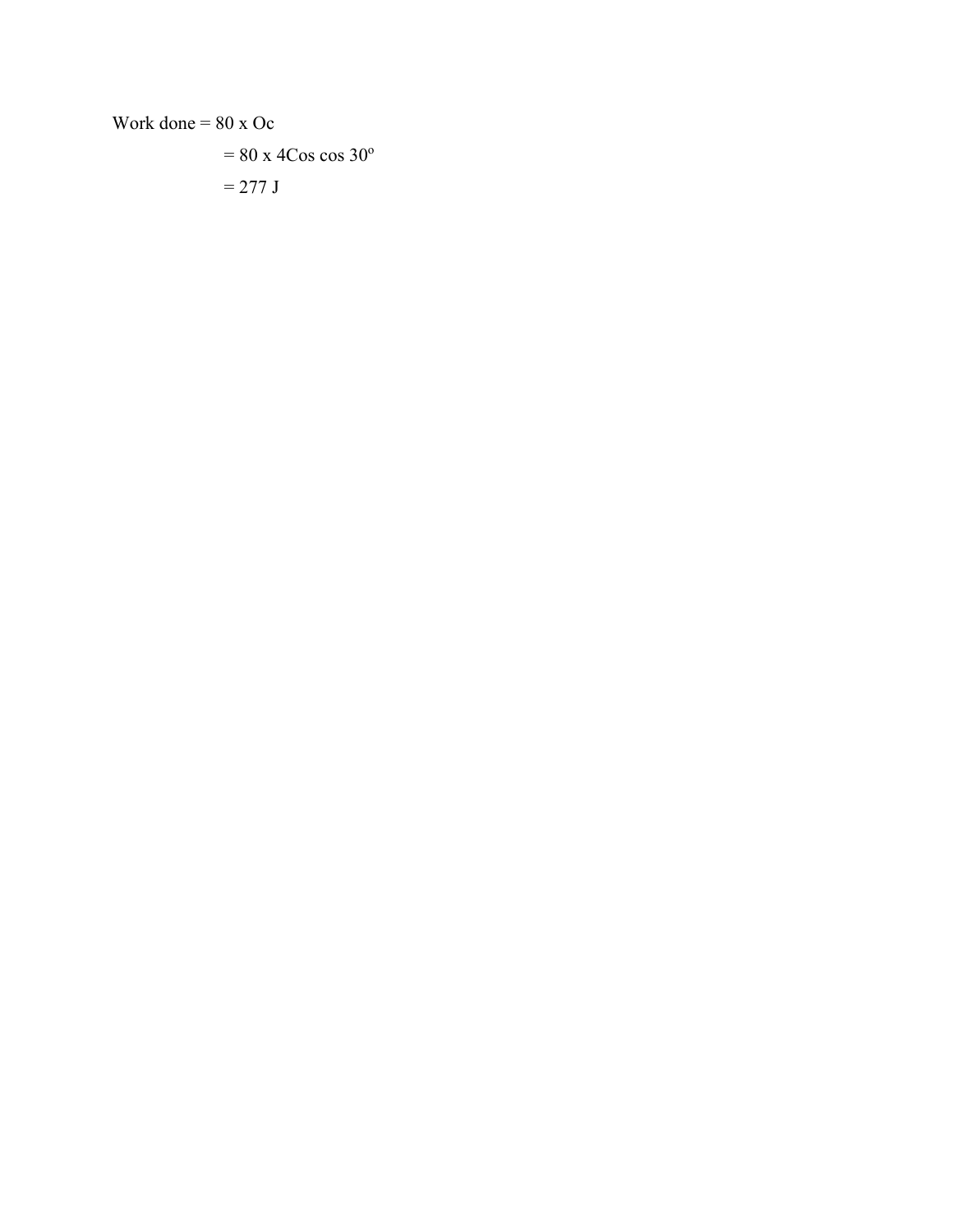Work done = 80 x Oc

$= 80 \times 4\text{Cos} \cos 30^{o}$

$= 277$ J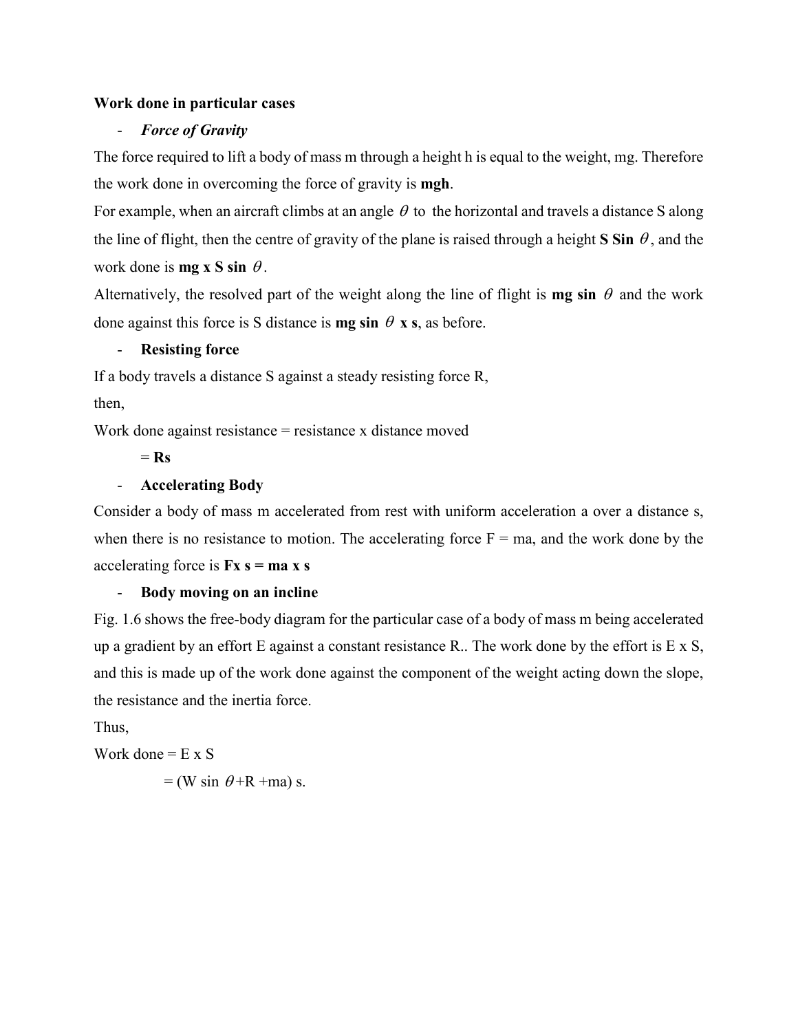**Work done in particular cases**

- ***Force of Gravity***

The force required to lift a body of mass m through a height h is equal to the weight, mg. Therefore the work done in overcoming the force of gravity is **mgh**.

For example, when an aircraft climbs at an angle $\theta$ to the horizontal and travels a distance S along the line of flight, then the centre of gravity of the plane is raised through a height **S Sin** $\theta$, and the work done is **mg x S sin** $\theta$.

Alternatively, the resolved part of the weight along the line of flight is **mg sin** $\theta$ and the work done against this force is S distance is **mg sin** $\theta$ **x s**, as before.

- **Resisting force**

If a body travels a distance S against a steady resisting force R,

then,

Work done against resistance = resistance x distance moved

= **Rs**

- **Accelerating Body**

Consider a body of mass m accelerated from rest with uniform acceleration a over a distance s, when there is no resistance to motion. The accelerating force F = ma, and the work done by the accelerating force is **Fx s = ma x s**

- **Body moving on an incline**

Fig. 1.6 shows the free-body diagram for the particular case of a body of mass m being accelerated up a gradient by an effort E against a constant resistance R.. The work done by the effort is E x S, and this is made up of the work done against the component of the weight acting down the slope, the resistance and the inertia force.

Thus,

Work done = E x S

$= (W \sin \theta + R + ma)$ s.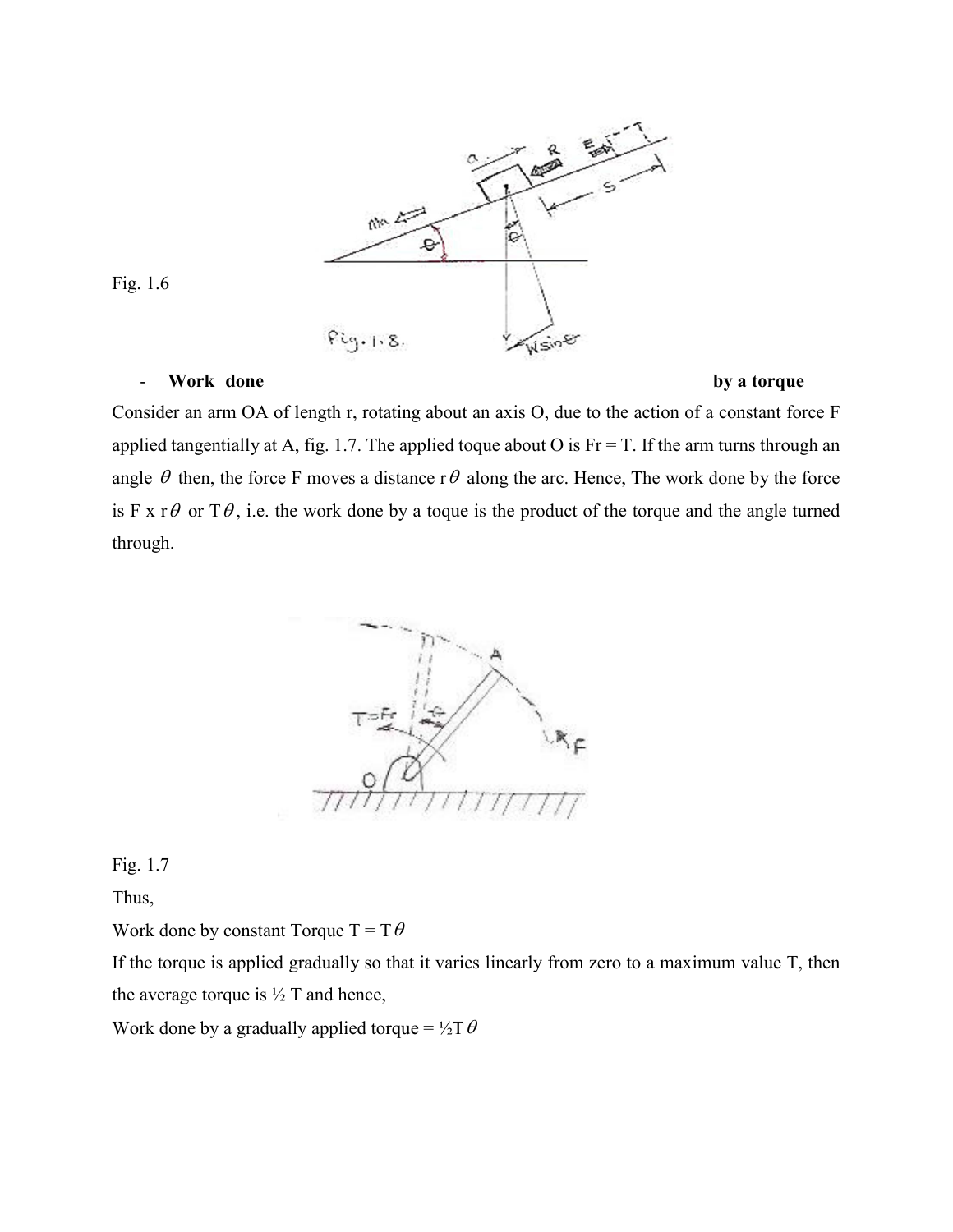Fig. 1.6

- **Work done by a torque**

Consider an arm OA of length r, rotating about an axis O, due to the action of a constant force F applied tangentially at A, fig. 1.7. The applied toque about O is Fr = T. If the arm turns through an angle $\theta$ then, the force F moves a distance r$\theta$ along the arc. Hence, The work done by the force is F x r$\theta$ or T$\theta$, i.e. the work done by a toque is the product of the torque and the angle turned through.

Fig. 1.7

Thus,

Work done by constant Torque T = T$\theta$

If the torque is applied gradually so that it varies linearly from zero to a maximum value T, then the average torque is ½ T and hence,

Work done by a gradually applied torque = ½T$\theta$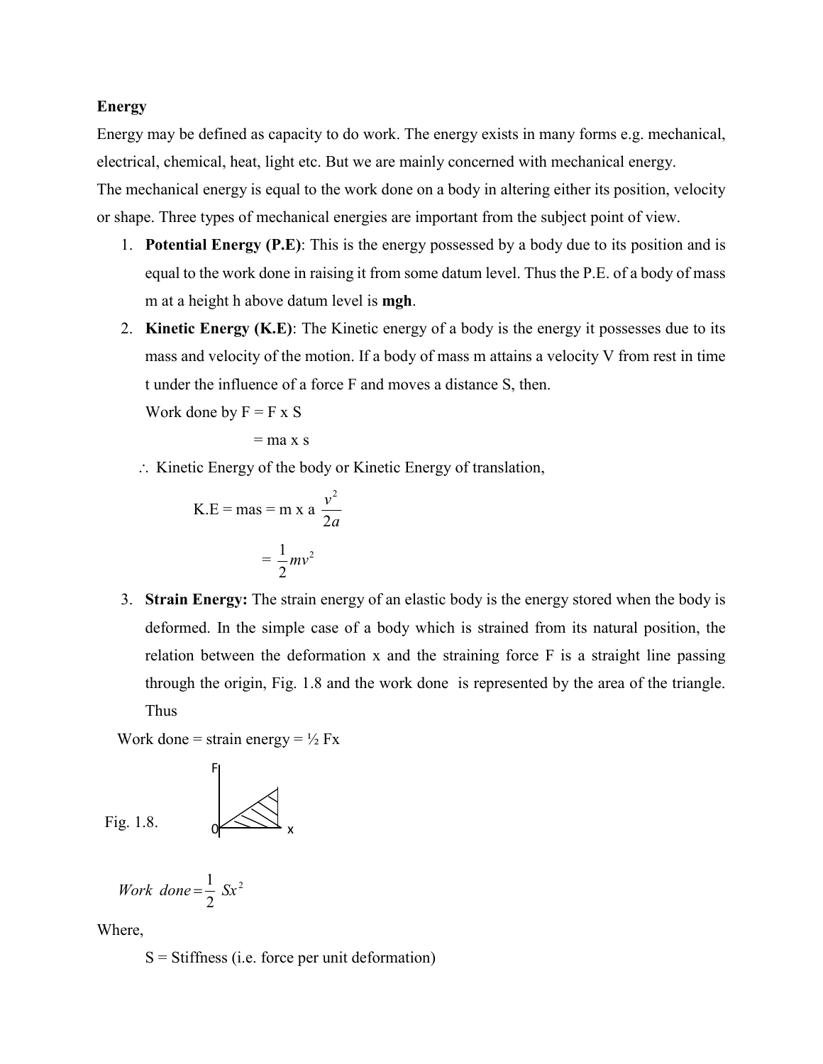**Energy**

Energy may be defined as capacity to do work. The energy exists in many forms e.g. mechanical, electrical, chemical, heat, light etc. But we are mainly concerned with mechanical energy.

The mechanical energy is equal to the work done on a body in altering either its position, velocity or shape. Three types of mechanical energies are important from the subject point of view.

1. **Potential Energy (P.E)**: This is the energy possessed by a body due to its position and is equal to the work done in raising it from some datum level. Thus the P.E. of a body of mass m at a height h above datum level is **mgh**.
2. **Kinetic Energy (K.E)**: The Kinetic energy of a body is the energy it possesses due to its mass and velocity of the motion. If a body of mass m attains a velocity V from rest in time t under the influence of a force F and moves a distance S, then.

   Work done by F = F x S

   = ma x s

   ∴ Kinetic Energy of the body or Kinetic Energy of translation,

   $$K.E = mas = m \times a \frac{v^2}{2a}$$

   $$= \frac{1}{2}mv^2$$

3. **Strain Energy:** The strain energy of an elastic body is the energy stored when the body is deformed. In the simple case of a body which is strained from its natural position, the relation between the deformation x and the straining force F is a straight line passing through the origin, Fig. 1.8 and the work done is represented by the area of the triangle. Thus

Work done = strain energy = ½ Fx

Fig. 1.8.

$$Work\ done = \frac{1}{2}\ Sx^2$$

Where,

S = Stiffness (i.e. force per unit deformation)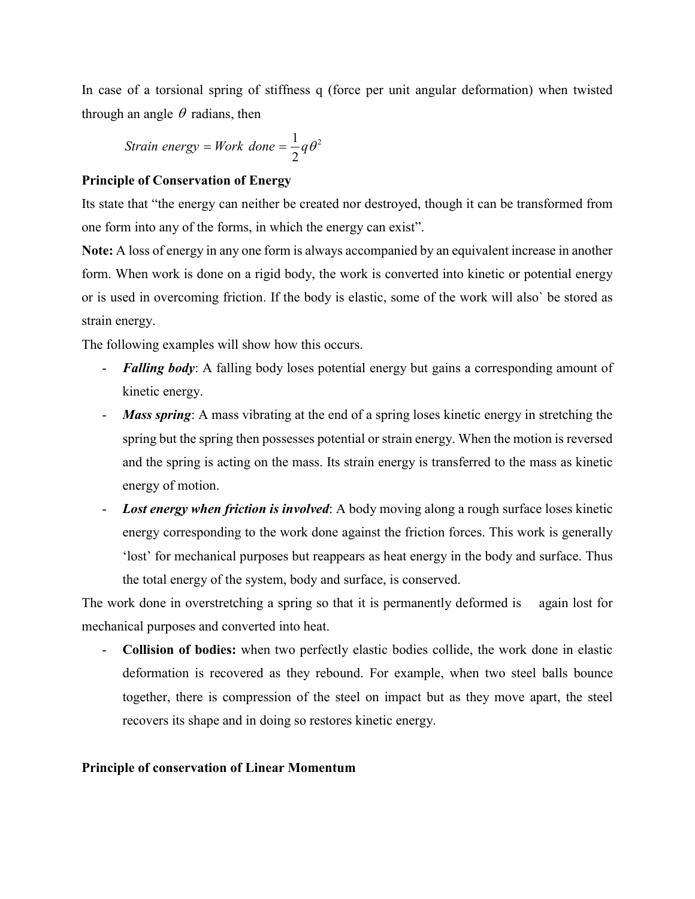In case of a torsional spring of stiffness q (force per unit angular deformation) when twisted through an angle $\theta$ radians, then

$$Strain\ energy = Work\ done = \frac{1}{2}q\theta^2$$

**Principle of Conservation of Energy**

Its state that "the energy can neither be created nor destroyed, though it can be transformed from one form into any of the forms, in which the energy can exist".

**Note:** A loss of energy in any one form is always accompanied by an equivalent increase in another form. When work is done on a rigid body, the work is converted into kinetic or potential energy or is used in overcoming friction. If the body is elastic, some of the work will also` be stored as strain energy.

The following examples will show how this occurs.

- ***Falling body***: A falling body loses potential energy but gains a corresponding amount of kinetic energy.
- ***Mass spring***: A mass vibrating at the end of a spring loses kinetic energy in stretching the spring but the spring then possesses potential or strain energy. When the motion is reversed and the spring is acting on the mass. Its strain energy is transferred to the mass as kinetic energy of motion.
- ***Lost energy when friction is involved***: A body moving along a rough surface loses kinetic energy corresponding to the work done against the friction forces. This work is generally 'lost' for mechanical purposes but reappears as heat energy in the body and surface. Thus the total energy of the system, body and surface, is conserved.

The work done in overstretching a spring so that it is permanently deformed is again lost for mechanical purposes and converted into heat.

- **Collision of bodies:** when two perfectly elastic bodies collide, the work done in elastic deformation is recovered as they rebound. For example, when two steel balls bounce together, there is compression of the steel on impact but as they move apart, the steel recovers its shape and in doing so restores kinetic energy.

**Principle of conservation of Linear Momentum**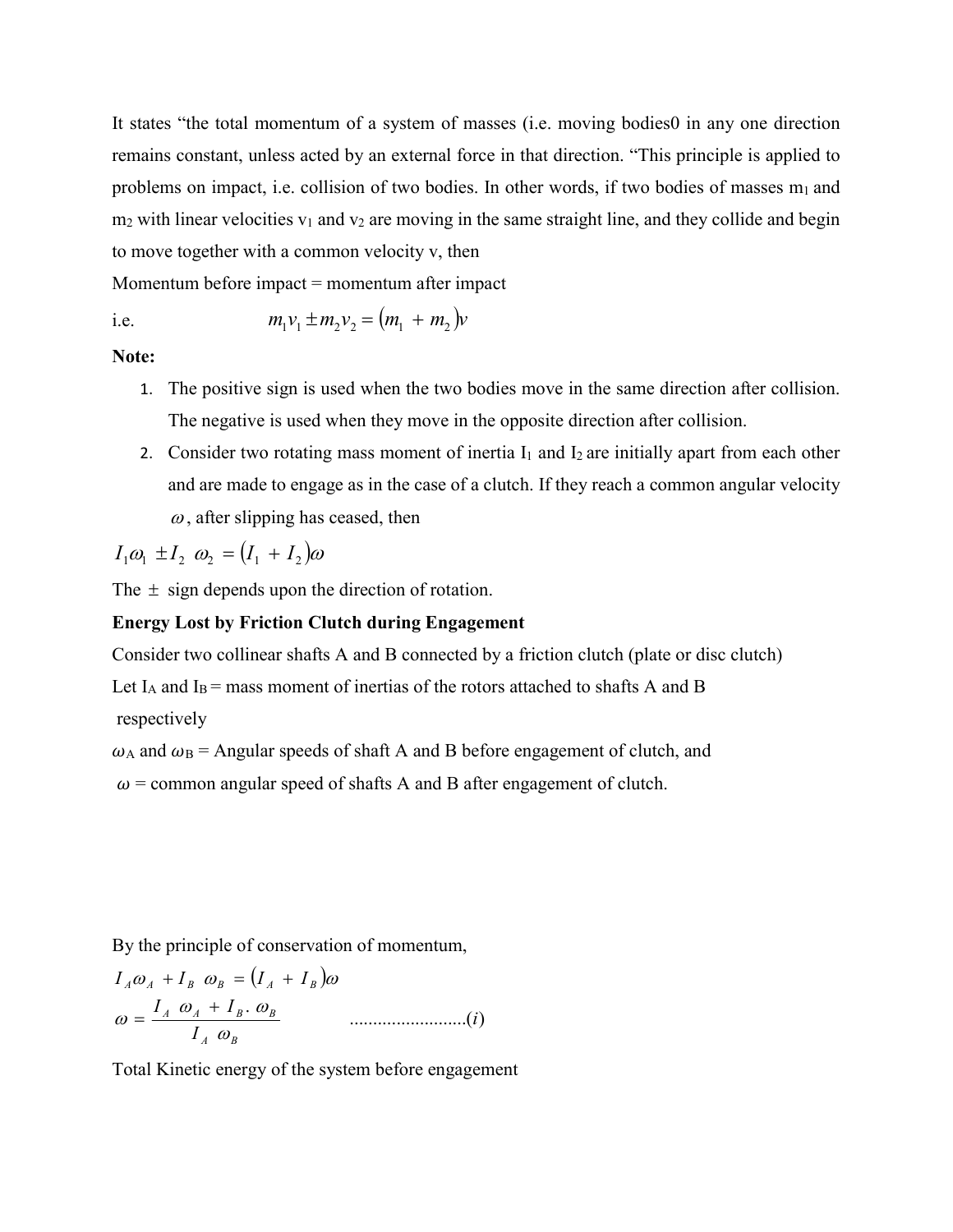It states "the total momentum of a system of masses (i.e. moving bodies0 in any one direction remains constant, unless acted by an external force in that direction. "This principle is applied to problems on impact, i.e. collision of two bodies. In other words, if two bodies of masses $m_1$ and $m_2$ with linear velocities $v_1$ and $v_2$ are moving in the same straight line, and they collide and begin to move together with a common velocity v, then

Momentum before impact = momentum after impact

i.e. $$m_1 v_1 \pm m_2 v_2 = (m_1 + m_2)v$$

**Note:**

1. The positive sign is used when the two bodies move in the same direction after collision. The negative is used when they move in the opposite direction after collision.
2. Consider two rotating mass moment of inertia $I_1$ and $I_2$ are initially apart from each other and are made to engage as in the case of a clutch. If they reach a common angular velocity $\omega$, after slipping has ceased, then

$$I_1\omega_1 \pm I_2 \ \omega_2 = (I_1 + I_2)\omega$$

The $\pm$ sign depends upon the direction of rotation.

**Energy Lost by Friction Clutch during Engagement**

Consider two collinear shafts A and B connected by a friction clutch (plate or disc clutch)

Let $I_A$ and $I_B$ = mass moment of inertias of the rotors attached to shafts A and B respectively

$\omega_A$ and $\omega_B$ = Angular speeds of shaft A and B before engagement of clutch, and

$\omega$ = common angular speed of shafts A and B after engagement of clutch.

By the principle of conservation of momentum,

$$I_A\omega_A + I_B \ \omega_B = (I_A + I_B)\omega$$

$$\omega = \frac{I_A \ \omega_A + I_B . \omega_B}{I_A \ \omega_B} \qquad \text{.........................}(i)$$

Total Kinetic energy of the system before engagement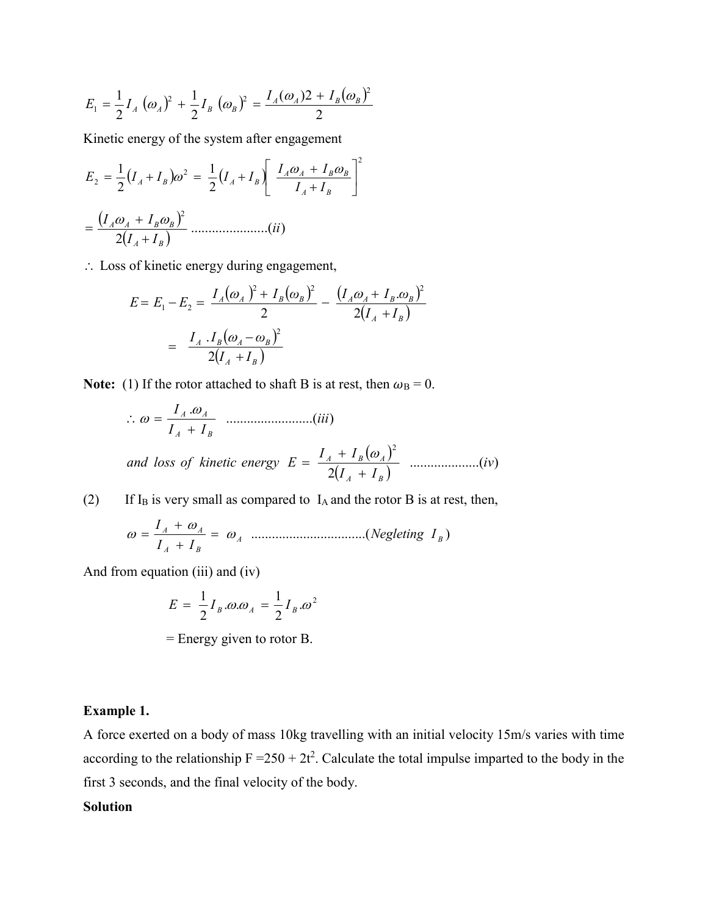$$E_1 = \frac{1}{2} I_A (\omega_A)^2 + \frac{1}{2} I_B (\omega_B)^2 = \frac{I_A(\omega_A)2 + I_B(\omega_B)^2}{2}$$

Kinetic energy of the system after engagement

$$E_2 = \frac{1}{2}(I_A + I_B)\omega^2 = \frac{1}{2}(I_A + I_B)\left[\frac{I_A\omega_A + I_B\omega_B}{I_A + I_B}\right]^2$$

$$= \frac{(I_A\omega_A + I_B\omega_B)^2}{2(I_A + I_B)} \quad \text{......................}(ii)$$

$\therefore$ Loss of kinetic energy during engagement,

$$E = E_1 - E_2 = \frac{I_A(\omega_A)^2 + I_B(\omega_B)^2}{2} - \frac{(I_A\omega_A + I_B.\omega_B)^2}{2(I_A + I_B)}$$

$$= \frac{I_A . I_B(\omega_A - \omega_B)^2}{2(I_A + I_B)}$$

**Note:** (1) If the rotor attached to shaft B is at rest, then $\omega_B = 0$.

$$\therefore \omega = \frac{I_A . \omega_A}{I_A + I_B} \quad \text{.........................}(iii)$$

$$\textit{and loss of kinetic energy } E = \frac{I_A + I_B(\omega_A)^2}{2(I_A + I_B)} \quad \text{....................}(iv)$$

(2) If $I_B$ is very small as compared to $I_A$ and the rotor B is at rest, then,

$$\omega = \frac{I_A + \omega_A}{I_A + I_B} = \omega_A \quad \text{................................}(\textit{Negleting } I_B)$$

And from equation (iii) and (iv)

$$E = \frac{1}{2} I_B . \omega . \omega_A = \frac{1}{2} I_B . \omega^2$$

= Energy given to rotor B.

**Example 1.**

A force exerted on a body of mass 10kg travelling with an initial velocity 15m/s varies with time according to the relationship $F = 250 + 2t^2$. Calculate the total impulse imparted to the body in the first 3 seconds, and the final velocity of the body.

**Solution**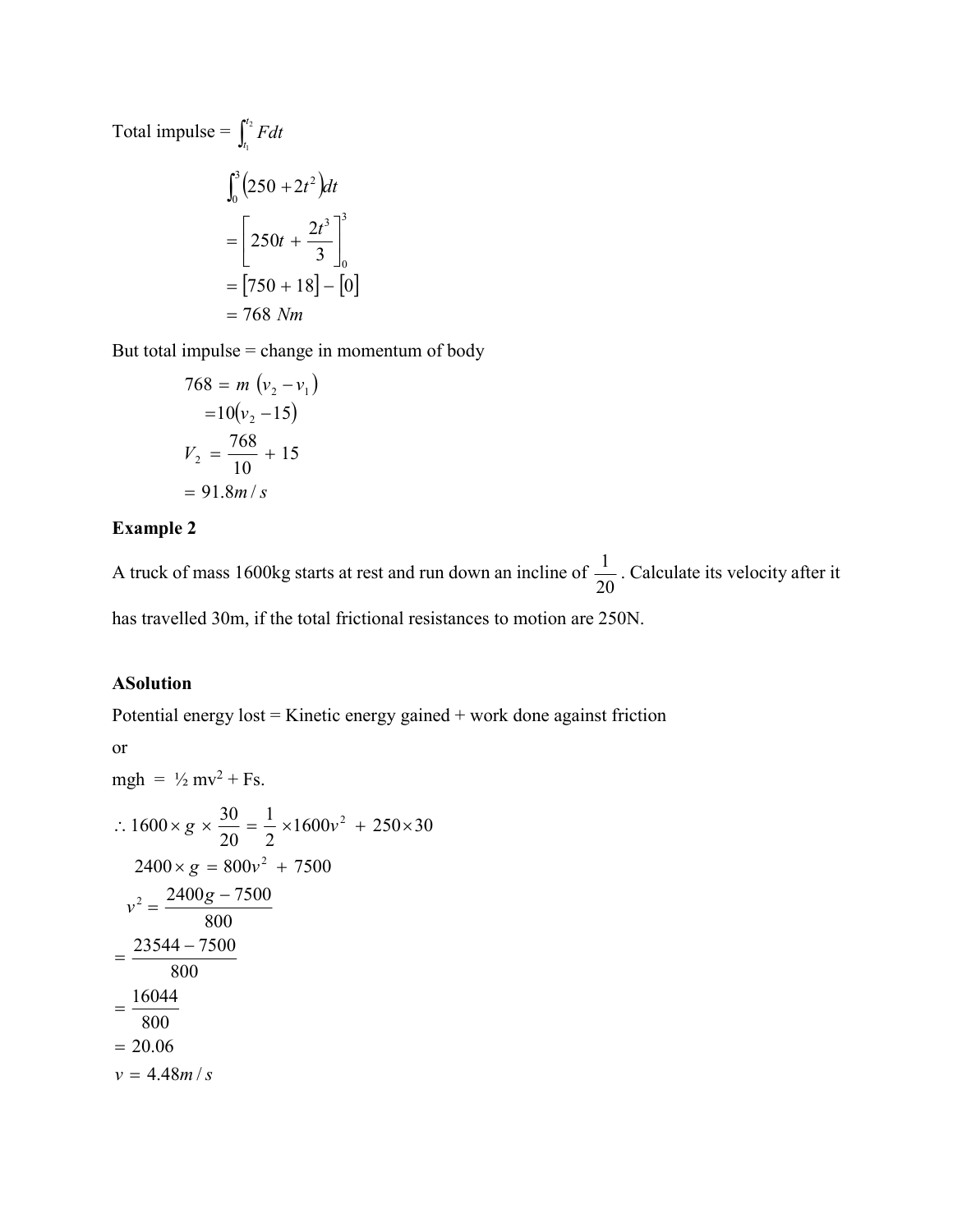Total impulse = $\int_{t_1}^{t_2} Fdt$

$$\int_0^3 \left(250 + 2t^2\right)dt$$

$$= \left[250t + \frac{2t^3}{3}\right]_0^3$$

$$= \left[750 + 18\right] - \left[0\right]$$

$$= 768 \ Nm$$

But total impulse = change in momentum of body

$$768 = m\left(v_2 - v_1\right)$$

$$= 10\left(v_2 - 15\right)$$

$$V_2 = \frac{768}{10} + 15$$

$$= 91.8m/s$$

**Example 2**

A truck of mass 1600kg starts at rest and run down an incline of $\frac{1}{20}$. Calculate its velocity after it has travelled 30m, if the total frictional resistances to motion are 250N.

**ASolution**

Potential energy lost = Kinetic energy gained + work done against friction

or

mgh = ½ mv² + Fs.

$$\therefore 1600 \times g \times \frac{30}{20} = \frac{1}{2} \times 1600v^2 + 250 \times 30$$

$$2400 \times g = 800v^2 + 7500$$

$$v^2 = \frac{2400g - 7500}{800}$$

$$= \frac{23544 - 7500}{800}$$

$$= \frac{16044}{800}$$

$$= 20.06$$

$$v = 4.48m/s$$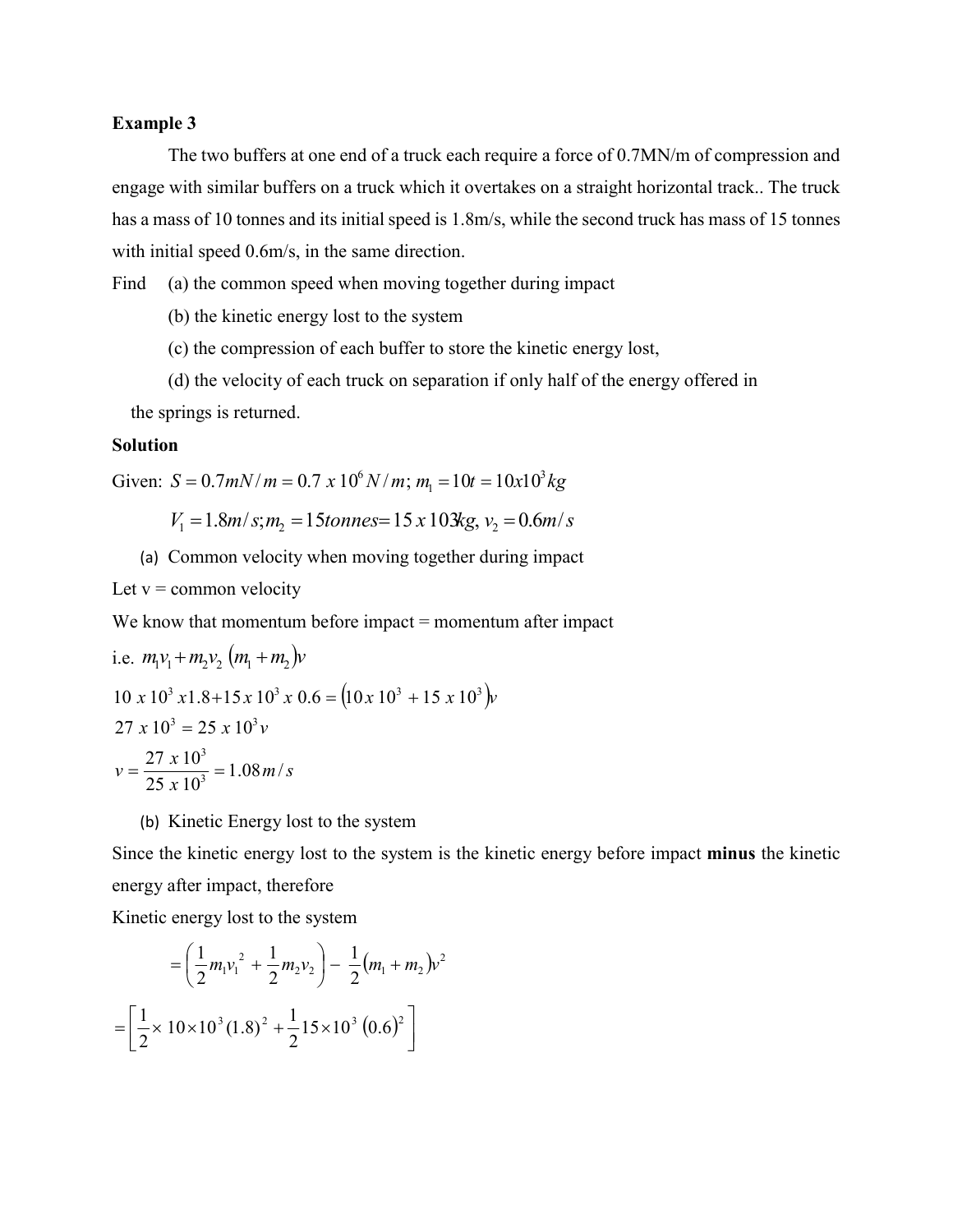**Example 3**

The two buffers at one end of a truck each require a force of 0.7MN/m of compression and engage with similar buffers on a truck which it overtakes on a straight horizontal track.. The truck has a mass of 10 tonnes and its initial speed is 1.8m/s, while the second truck has mass of 15 tonnes with initial speed 0.6m/s, in the same direction.

Find (a) the common speed when moving together during impact

(b) the kinetic energy lost to the system

(c) the compression of each buffer to store the kinetic energy lost,

(d) the velocity of each truck on separation if only half of the energy offered in the springs is returned.

**Solution**

Given: $S = 0.7mN/m = 0.7 \, x \, 10^6 \, N/m; \; m_1 = 10t = 10x10^3 kg$

$$V_1 = 1.8m/s; m_2 = 15tonnes = 15\,x\,103kg, \; v_2 = 0.6m/s$$

(a) Common velocity when moving together during impact

Let v = common velocity

We know that momentum before impact = momentum after impact

i.e. $m_1 v_1 + m_2 v_2 \; (m_1 + m_2)v$

$$10\,x\,10^3\,x1.8 + 15\,x\,10^3\,x\,0.6 = \left(10\,x\,10^3 + 15\,x\,10^3\right)v$$

$$27\,x\,10^3 = 25\,x\,10^3 v$$

$$v = \frac{27\,x\,10^3}{25\,x\,10^3} = 1.08\,m/s$$

(b) Kinetic Energy lost to the system

Since the kinetic energy lost to the system is the kinetic energy before impact **minus** the kinetic energy after impact, therefore

Kinetic energy lost to the system

$$= \left(\frac{1}{2}m_1 v_1^2 + \frac{1}{2}m_2 v_2\right) - \frac{1}{2}(m_1 + m_2)v^2$$

$$= \left[\frac{1}{2} \times 10 \times 10^3 (1.8)^2 + \frac{1}{2} 15 \times 10^3 \,(0.6)^2\right]$$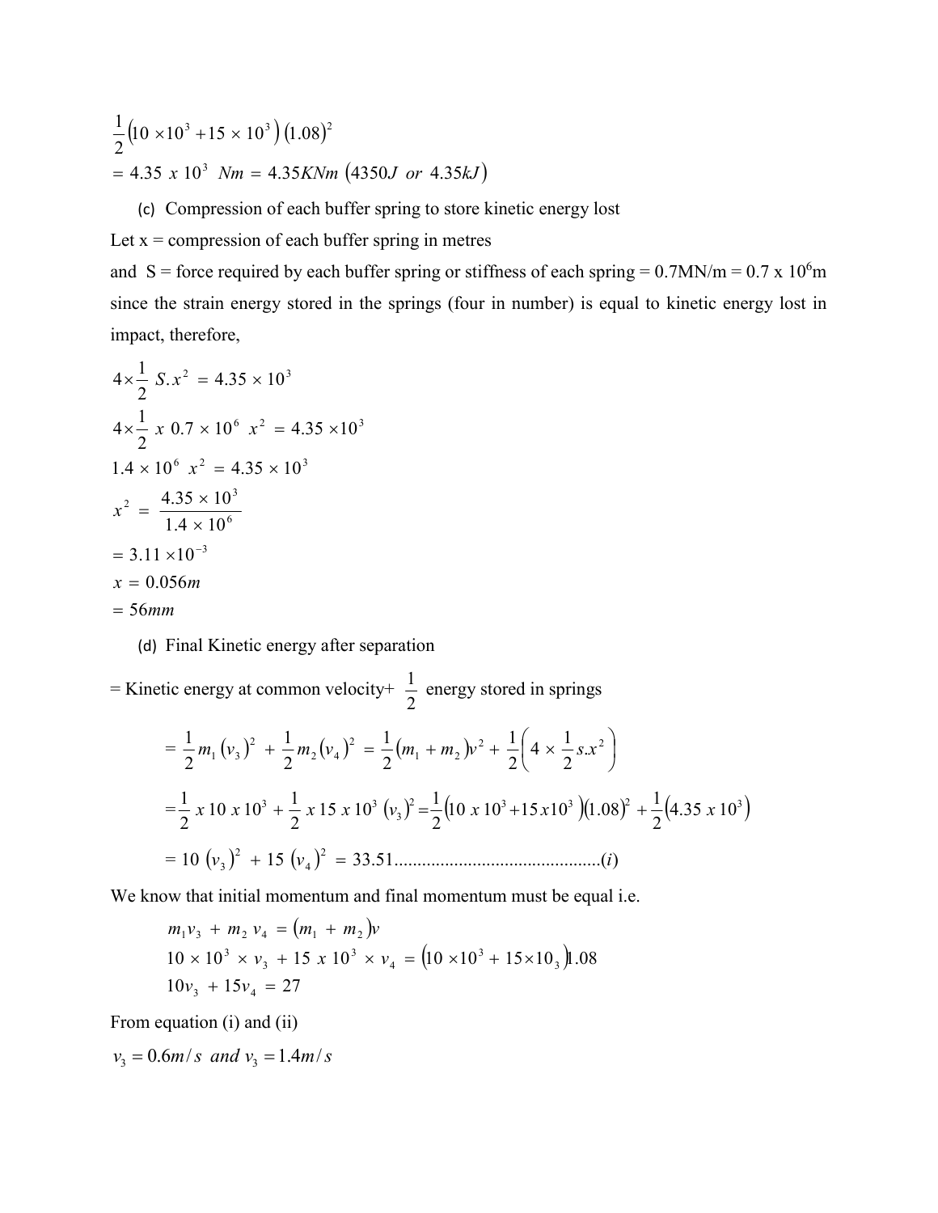$$\frac{1}{2}\left(10 \times 10^3 + 15 \times 10^3\right)\left(1.08\right)^2$$

$$= 4.35 \ x \ 10^3 \ \ Nm \ = \ 4.35KNm \ \left(4350J \ \ or \ \ 4.35kJ\right)$$

(c) Compression of each buffer spring to store kinetic energy lost

Let x = compression of each buffer spring in metres

and S = force required by each buffer spring or stiffness of each spring = 0.7MN/m = 0.7 x $10^6$m since the strain energy stored in the springs (four in number) is equal to kinetic energy lost in impact, therefore,

$$4 \times \frac{1}{2} \ S.x^2 \ = 4.35 \times 10^3$$

$$4 \times \frac{1}{2} \ x \ 0.7 \times 10^6 \ \ x^2 \ = 4.35 \times 10^3$$

$$1.4 \times 10^6 \ \ x^2 \ = 4.35 \times 10^3$$

$$x^2 \ = \ \frac{4.35 \times 10^3}{1.4 \times 10^6}$$

$$= 3.11 \times 10^{-3}$$

$$x \ = \ 0.056m$$

$$= 56mm$$

(d) Final Kinetic energy after separation

= Kinetic energy at common velocity+ $\frac{1}{2}$ energy stored in springs

$$= \frac{1}{2} m_1 \left(v_3\right)^2 \ + \ \frac{1}{2} m_2 \left(v_4\right)^2 \ = \frac{1}{2}\left(m_1 + m_2\right)v^2 + \ \frac{1}{2}\left(4 \times \frac{1}{2} s.x^2\right)$$

$$= \frac{1}{2} \ x \ 10 \ x \ 10^3 + \frac{1}{2} \ x \ 15 \ x \ 10^3 \ \left(v_3\right)^2 = \frac{1}{2}\left(10 \ x \ 10^3 + 15x10^3\right)\left(1.08\right)^2 + \frac{1}{2}\left(4.35 \ x \ 10^3\right)$$

$$= 10 \ \left(v_3\right)^2 \ + 15 \ \left(v_4\right)^2 \ = 33.51 \ldots\ldots\ldots\ldots\ldots\ldots\ldots\ldots\ldots\ldots\ldots\ldots\ldots\ldots(i)$$

We know that initial momentum and final momentum must be equal i.e.

$$m_1 v_3 \ + \ m_2 \ v_4 \ = \left(m_1 \ + \ m_2\right)v$$

$$10 \times 10^3 \ \times v_3 \ + 15 \ x \ 10^3 \ \times v_4 \ = \left(10 \times 10^3 + 15 \times 10_3\right)1.08$$

$$10v_3 \ + 15v_4 \ = \ 27$$

From equation (i) and (ii)

$$v_3 = 0.6m/s \ \ and \ v_3 = 1.4m/s$$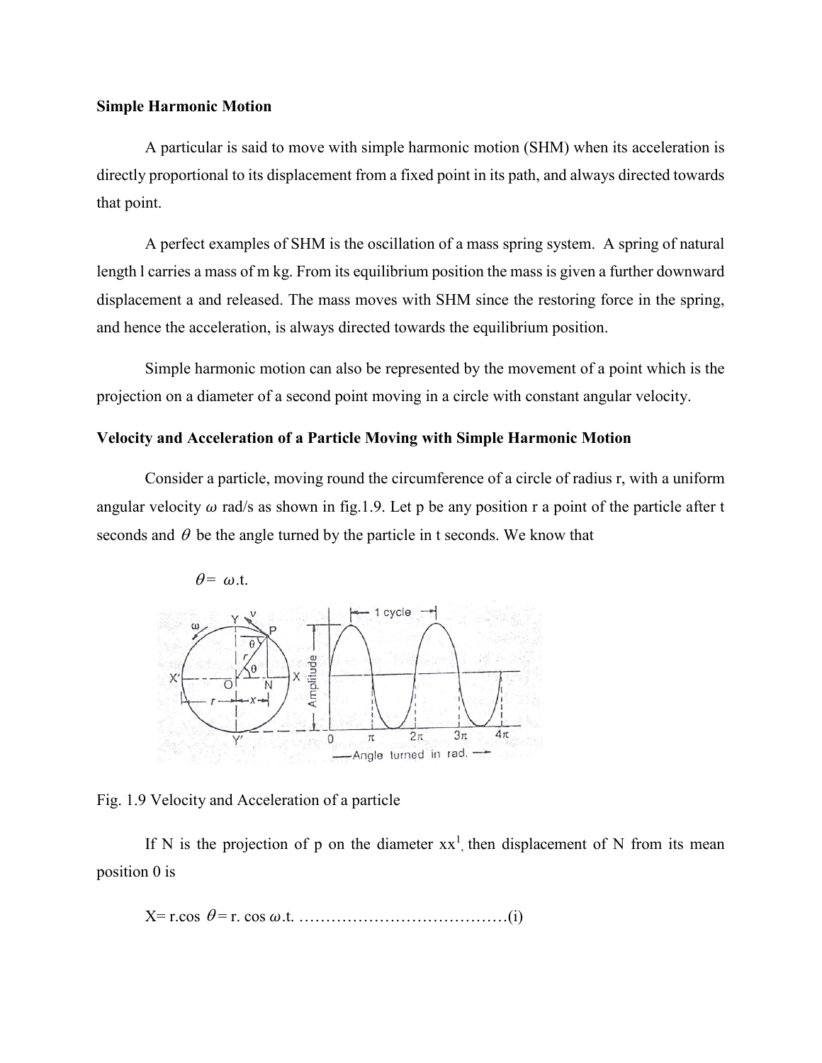**Simple Harmonic Motion**

A particular is said to move with simple harmonic motion (SHM) when its acceleration is directly proportional to its displacement from a fixed point in its path, and always directed towards that point.

A perfect examples of SHM is the oscillation of a mass spring system. A spring of natural length l carries a mass of m kg. From its equilibrium position the mass is given a further downward displacement a and released. The mass moves with SHM since the restoring force in the spring, and hence the acceleration, is always directed towards the equilibrium position.

Simple harmonic motion can also be represented by the movement of a point which is the projection on a diameter of a second point moving in a circle with constant angular velocity.

**Velocity and Acceleration of a Particle Moving with Simple Harmonic Motion**

Consider a particle, moving round the circumference of a circle of radius r, with a uniform angular velocity $\omega$ rad/s as shown in fig.1.9. Let p be any position r a point of the particle after t seconds and $\theta$ be the angle turned by the particle in t seconds. We know that

$\theta = \omega.t.$

Fig. 1.9 Velocity and Acceleration of a particle

If N is the projection of p on the diameter $xx^1$, then displacement of N from its mean position 0 is

$X = r.\cos\theta = r.\cos\omega.t.$ ………………………………….(i)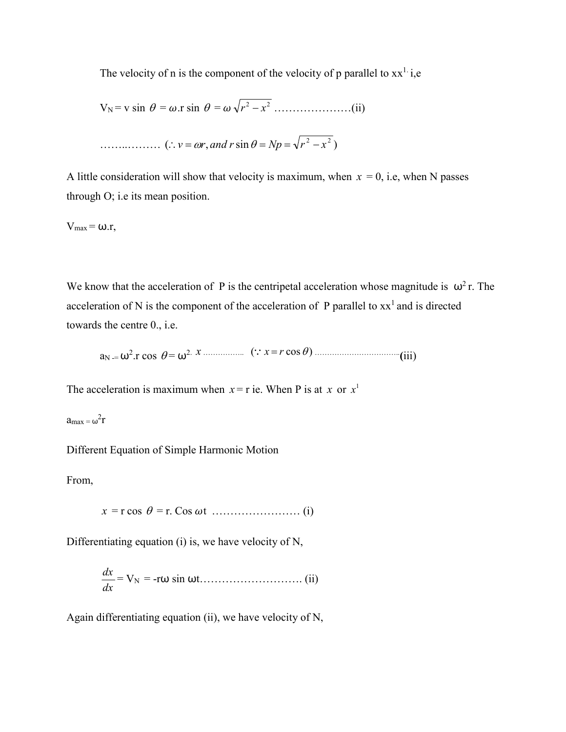The velocity of n is the component of the velocity of p parallel to $xx^{1}$. i,e

$$V_N = v \sin\theta = \omega . r \sin\theta = \omega\sqrt{r^2 - x^2} \text{ …………………(ii)}$$

……..……… $(\therefore v = \omega r, and\ r\sin\theta = Np = \sqrt{r^2 - x^2})$

A little consideration will show that velocity is maximum, when $x = 0$, i.e, when N passes through O; i.e its mean position.

$V_{max} = \omega . r$,

We know that the acceleration of P is the centripetal acceleration whose magnitude is $\omega^2 r$. The acceleration of N is the component of the acceleration of P parallel to $xx^1$ and is directed towards the centre 0., i.e.

$$a_N = \omega^2 . r\cos\theta = \omega^2 . x \text{ ……………. } (\because x = r\cos\theta) \text{ ………………………………(iii)}$$

The acceleration is maximum when $x = r$ ie. When P is at $x$ or $x^1$

$a_{max} = \omega^2 r$

Different Equation of Simple Harmonic Motion

From,

$$x = r\cos\theta = r.\cos\omega t \text{ …………………… (i)}$$

Differentiating equation (i) is, we have velocity of N,

$$\frac{dx}{dx} = V_N = -r\omega \sin\omega t \text{……………………… (ii)}$$

Again differentiating equation (ii), we have velocity of N,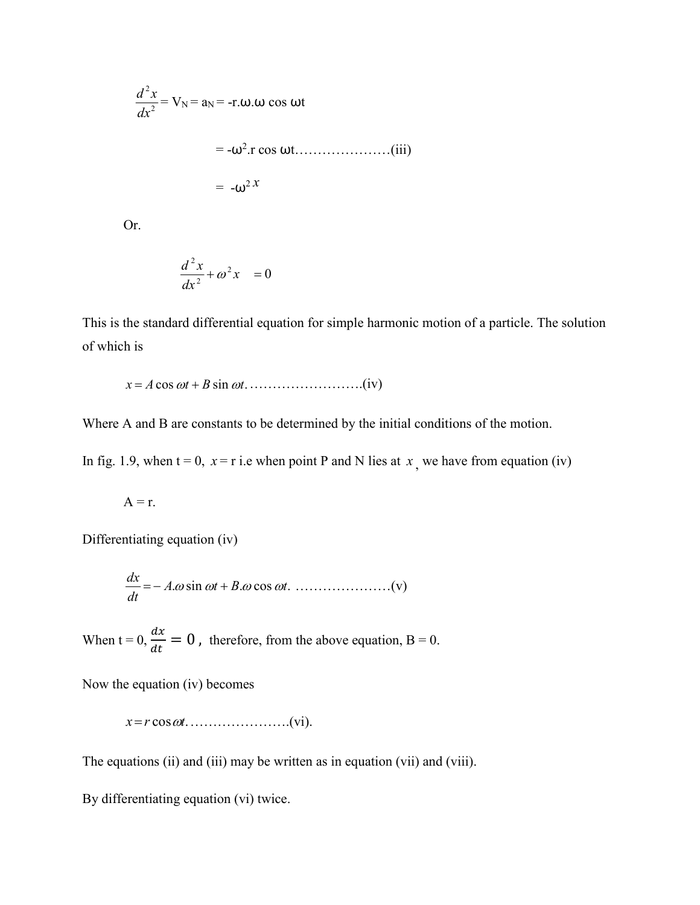$$\frac{d^2x}{dx^2} = V_N = a_N = -r.\omega.\omega \cos \omega t$$

$$= -\omega^2.r \cos \omega t \ldots\ldots\ldots\ldots\ldots\ldots\text{(iii)}$$

$$= -\omega^2 x$$

Or.

$$\frac{d^2x}{dx^2} + \omega^2 x \quad = 0$$

This is the standard differential equation for simple harmonic motion of a particle. The solution of which is

$$x = A \cos \omega t + B \sin \omega t \ldots\ldots\ldots\ldots\ldots\ldots\ldots\text{(iv)}$$

Where A and B are constants to be determined by the initial conditions of the motion.

In fig. 1.9, when t = 0, $x$ = r i.e when point P and N lies at $x$, we have from equation (iv)

A = r.

Differentiating equation (iv)

$$\frac{dx}{dt} = -A.\omega \sin \omega t + B.\omega \cos \omega t. \ldots\ldots\ldots\ldots\ldots\ldots\text{(v)}$$

When t = 0, $\frac{dx}{dt} = 0$, therefore, from the above equation, B = 0.

Now the equation (iv) becomes

$$x = r \cos \omega t \ldots\ldots\ldots\ldots\ldots\ldots\text{(vi)}.$$

The equations (ii) and (iii) may be written as in equation (vii) and (viii).

By differentiating equation (vi) twice.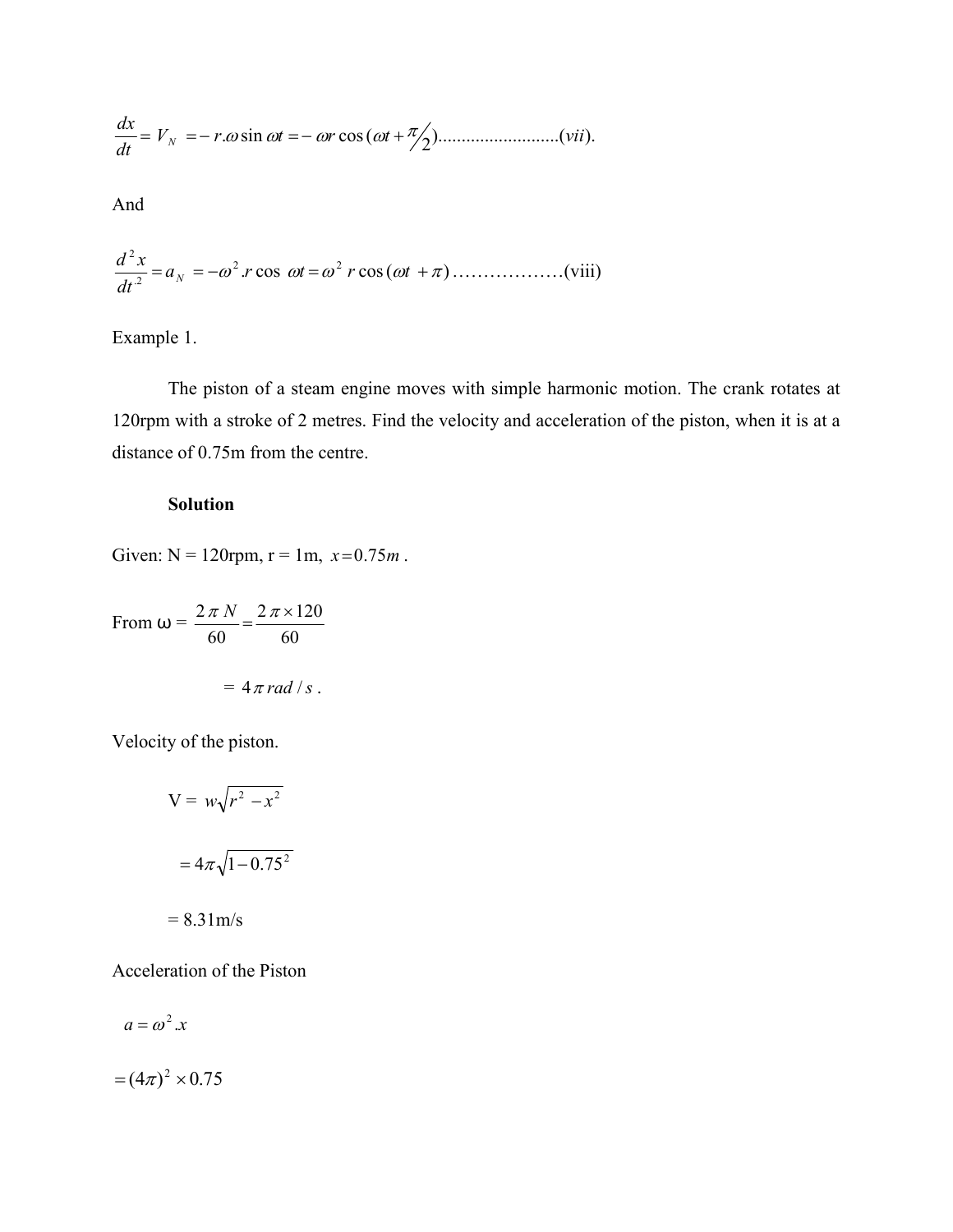$$\frac{dx}{dt} = V_N = -r.\omega \sin \omega t = -\omega r \cos(\omega t + \pi/2) \text{..........................}(vii).$$

And

$$\frac{d^2x}{dt^2} = a_N = -\omega^2.r \cos \omega t = \omega^2 r \cos(\omega t + \pi) \text{..................}(viii)$$

Example 1.

The piston of a steam engine moves with simple harmonic motion. The crank rotates at 120rpm with a stroke of 2 metres. Find the velocity and acceleration of the piston, when it is at a distance of 0.75m from the centre.

**Solution**

Given: N = 120rpm, r = 1m, $x = 0.75m$.

From $\omega = \frac{2\pi N}{60} = \frac{2\pi \times 120}{60}$

$= 4\pi \, rad/s$.

Velocity of the piston.

$$V = w\sqrt{r^2 - x^2}$$

$$= 4\pi\sqrt{1 - 0.75^2}$$

= 8.31m/s

Acceleration of the Piston

$$a = \omega^2.x$$

$$= (4\pi)^2 \times 0.75$$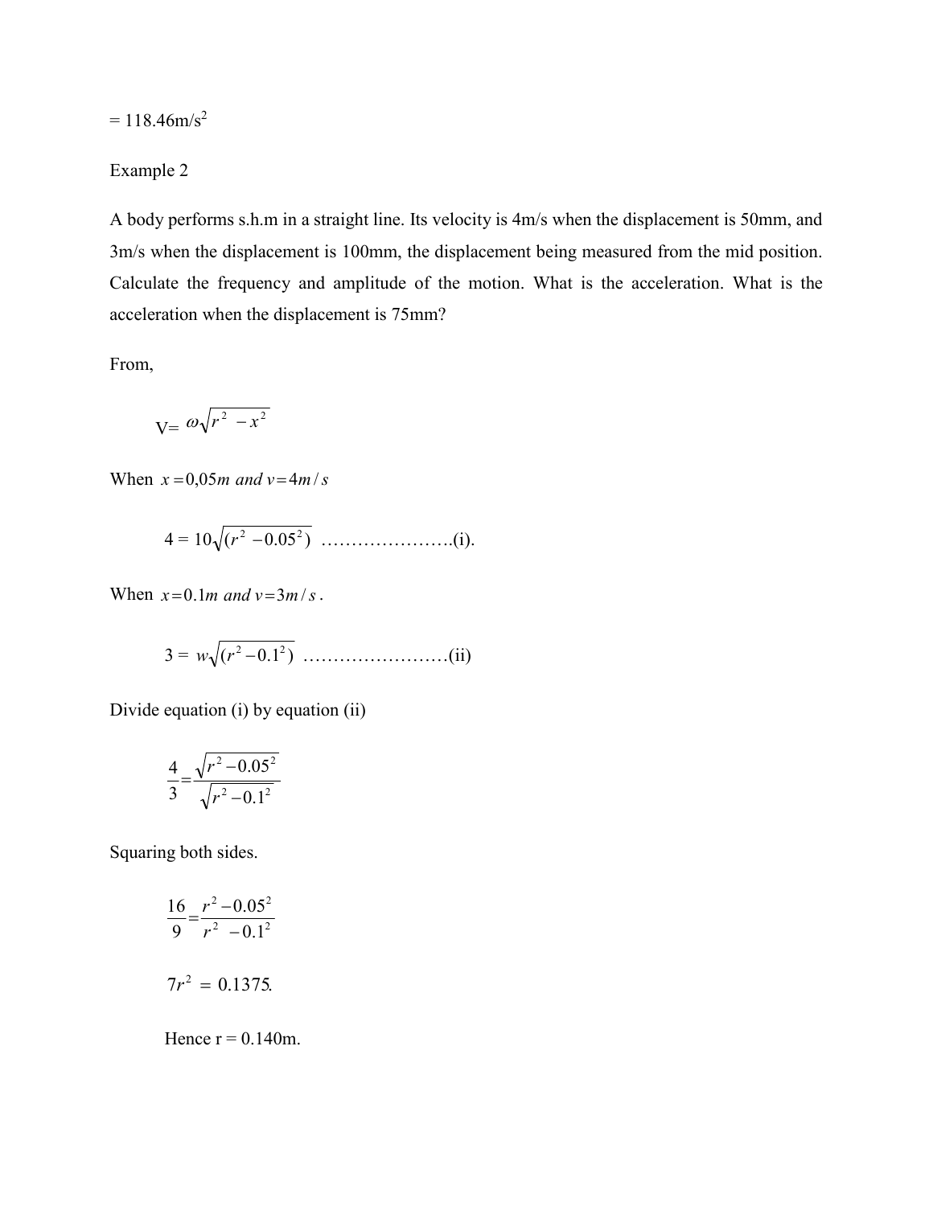= 118.46m/s$^2$

Example 2

A body performs s.h.m in a straight line. Its velocity is 4m/s when the displacement is 50mm, and 3m/s when the displacement is 100mm, the displacement being measured from the mid position. Calculate the frequency and amplitude of the motion. What is the acceleration. What is the acceleration when the displacement is 75mm?

From,

$$V = \omega\sqrt{r^2 - x^2}$$

When $x = 0{,}05m \text{ and } v = 4m/s$

$$4 = 10\sqrt{(r^2 - 0.05^2)} \text{ …………………..(i).}$$

When $x = 0.1m \text{ and } v = 3m/s$.

$$3 = w\sqrt{(r^2 - 0.1^2)} \text{ ……………………(ii)}$$

Divide equation (i) by equation (ii)

$$\frac{4}{3} = \frac{\sqrt{r^2 - 0.05^2}}{\sqrt{r^2 - 0.1^2}}$$

Squaring both sides.

$$\frac{16}{9} = \frac{r^2 - 0.05^2}{r^2 - 0.1^2}$$

$$7r^2 = 0.1375.$$

Hence r = 0.140m.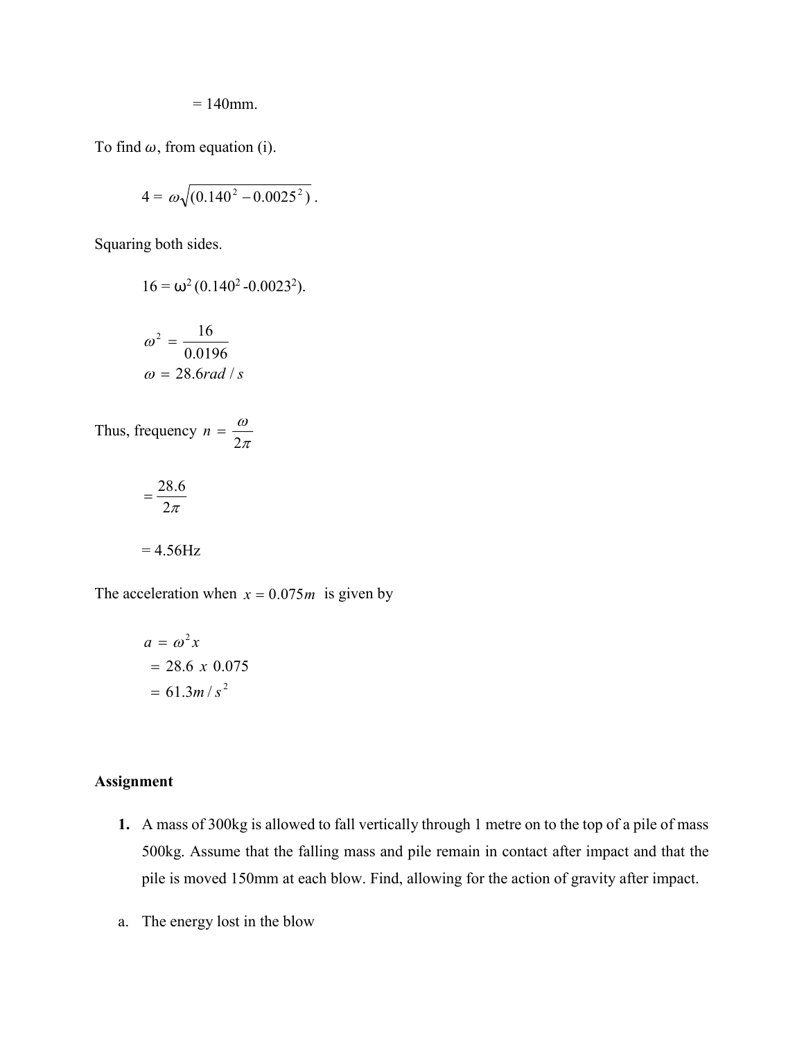= 140mm.

To find $\omega$, from equation (i).

$$4 = \omega\sqrt{(0.140^2 - 0.0025^2)}\ .$$

Squaring both sides.

$$16 = \omega^2 (0.140^2 - 0.0023^2).$$

$$\omega^2 = \frac{16}{0.0196}$$
$$\omega = 28.6 rad/s$$

Thus, frequency $n = \dfrac{\omega}{2\pi}$

$$= \frac{28.6}{2\pi}$$

= 4.56Hz

The acceleration when $x = 0.075m$ is given by

$$a = \omega^2 x$$
$$= 28.6\ x\ 0.075$$
$$= 61.3 m/s^2$$

**Assignment**

1. A mass of 300kg is allowed to fall vertically through 1 metre on to the top of a pile of mass 500kg. Assume that the falling mass and pile remain in contact after impact and that the pile is moved 150mm at each blow. Find, allowing for the action of gravity after impact.

a. The energy lost in the blow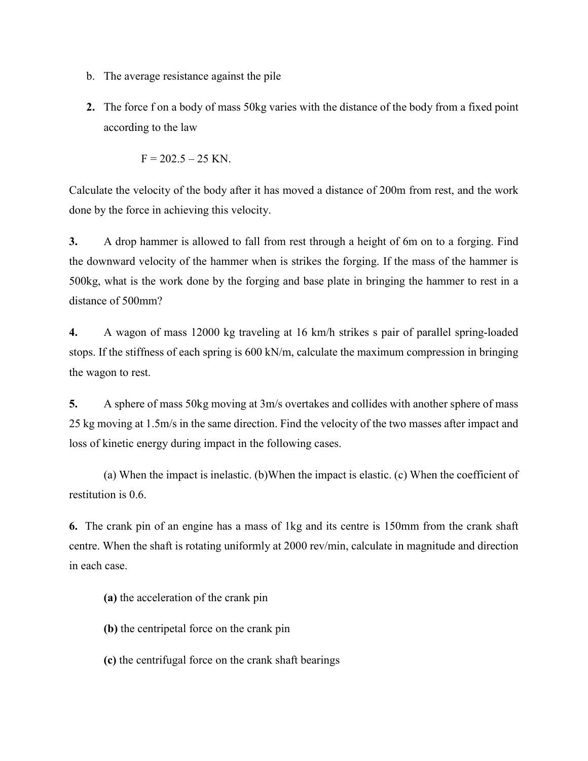b. The average resistance against the pile

**2.** The force f on a body of mass 50kg varies with the distance of the body from a fixed point according to the law

$$F = 202.5 - 25 \text{ KN}.$$

Calculate the velocity of the body after it has moved a distance of 200m from rest, and the work done by the force in achieving this velocity.

**3.** A drop hammer is allowed to fall from rest through a height of 6m on to a forging. Find the downward velocity of the hammer when is strikes the forging. If the mass of the hammer is 500kg, what is the work done by the forging and base plate in bringing the hammer to rest in a distance of 500mm?

**4.** A wagon of mass 12000 kg traveling at 16 km/h strikes s pair of parallel spring-loaded stops. If the stiffness of each spring is 600 kN/m, calculate the maximum compression in bringing the wagon to rest.

**5.** A sphere of mass 50kg moving at 3m/s overtakes and collides with another sphere of mass 25 kg moving at 1.5m/s in the same direction. Find the velocity of the two masses after impact and loss of kinetic energy during impact in the following cases.

(a) When the impact is inelastic. (b)When the impact is elastic. (c) When the coefficient of restitution is 0.6.

**6.** The crank pin of an engine has a mass of 1kg and its centre is 150mm from the crank shaft centre. When the shaft is rotating uniformly at 2000 rev/min, calculate in magnitude and direction in each case.

**(a)** the acceleration of the crank pin

**(b)** the centripetal force on the crank pin

**(c)** the centrifugal force on the crank shaft bearings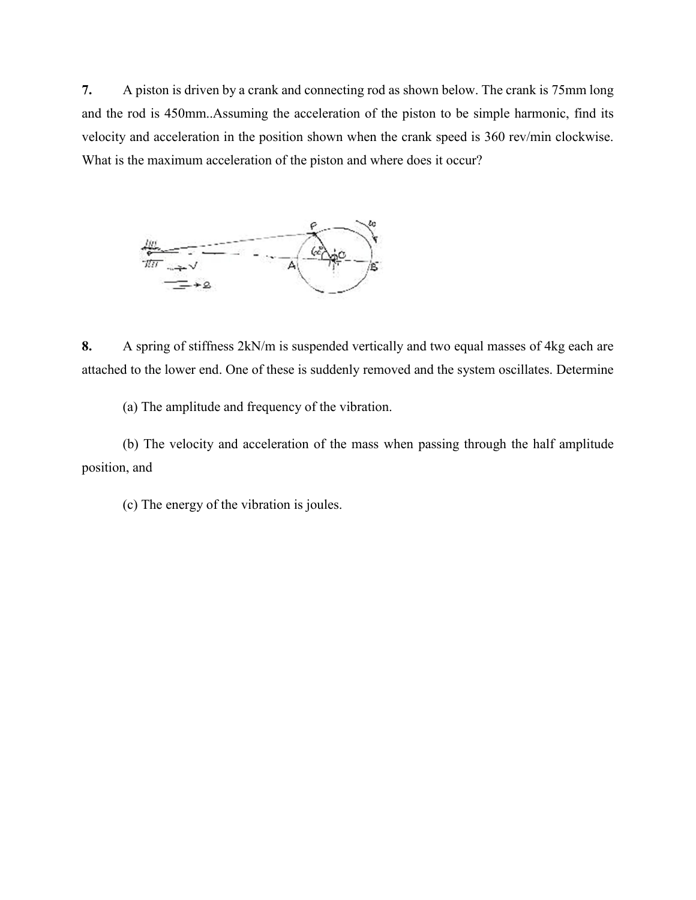**7.** A piston is driven by a crank and connecting rod as shown below. The crank is 75mm long and the rod is 450mm..Assuming the acceleration of the piston to be simple harmonic, find its velocity and acceleration in the position shown when the crank speed is 360 rev/min clockwise. What is the maximum acceleration of the piston and where does it occur?

P

ω

60°

O

A

B

V

a

**8.** A spring of stiffness 2kN/m is suspended vertically and two equal masses of 4kg each are attached to the lower end. One of these is suddenly removed and the system oscillates. Determine

(a) The amplitude and frequency of the vibration.

(b) The velocity and acceleration of the mass when passing through the half amplitude position, and

(c) The energy of the vibration is joules.